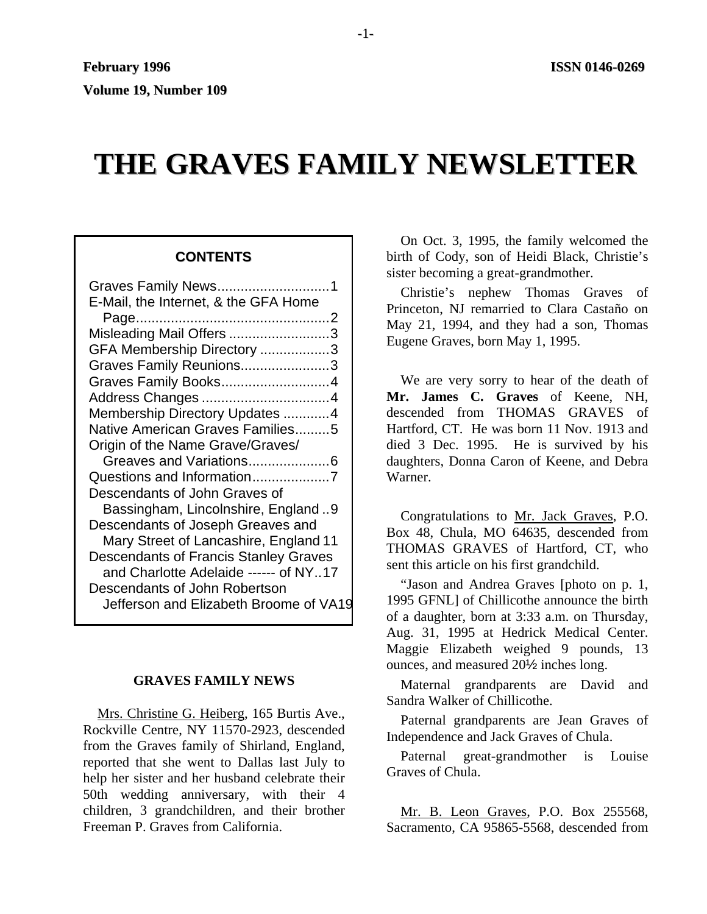February 1996 ISSN 0146-0269

Volume 19, Number 109

# THE GRAVES FAMILY NEWSLETTER

**CONTENTS**

Graves Family News.............................1
E-Mail, the Internet, & the GFA Home Page..................................................2
Misleading Mail Offers ..........................3
GFA Membership Directory ..................3
Graves Family Reunions.......................3
Graves Family Books............................4
Address Changes .................................4
Membership Directory Updates ............4
Native American Graves Families.........5
Origin of the Name Grave/Graves/ Greaves and Variations.....................6
Questions and Information....................7
Descendants of John Graves of Bassingham, Lincolnshire, England ..9
Descendants of Joseph Greaves and Mary Street of Lancashire, England 11
Descendants of Francis Stanley Graves and Charlotte Adelaide ------ of NY..17
Descendants of John Robertson Jefferson and Elizabeth Broome of VA19

## GRAVES FAMILY NEWS

Mrs. Christine G. Heiberg, 165 Burtis Ave., Rockville Centre, NY 11570-2923, descended from the Graves family of Shirland, England, reported that she went to Dallas last July to help her sister and her husband celebrate their 50th wedding anniversary, with their 4 children, 3 grandchildren, and their brother Freeman P. Graves from California.

On Oct. 3, 1995, the family welcomed the birth of Cody, son of Heidi Black, Christie's sister becoming a great-grandmother.

Christie's nephew Thomas Graves of Princeton, NJ remarried to Clara Castaño on May 21, 1994, and they had a son, Thomas Eugene Graves, born May 1, 1995.

We are very sorry to hear of the death of **Mr. James C. Graves** of Keene, NH, descended from THOMAS GRAVES of Hartford, CT. He was born 11 Nov. 1913 and died 3 Dec. 1995. He is survived by his daughters, Donna Caron of Keene, and Debra Warner.

Congratulations to Mr. Jack Graves, P.O. Box 48, Chula, MO 64635, descended from THOMAS GRAVES of Hartford, CT, who sent this article on his first grandchild.

"Jason and Andrea Graves [photo on p. 1, 1995 GFNL] of Chillicothe announce the birth of a daughter, born at 3:33 a.m. on Thursday, Aug. 31, 1995 at Hedrick Medical Center. Maggie Elizabeth weighed 9 pounds, 13 ounces, and measured 20½ inches long.

Maternal grandparents are David and Sandra Walker of Chillicothe.

Paternal grandparents are Jean Graves of Independence and Jack Graves of Chula.

Paternal great-grandmother is Louise Graves of Chula.

Mr. B. Leon Graves, P.O. Box 255568, Sacramento, CA 95865-5568, descended from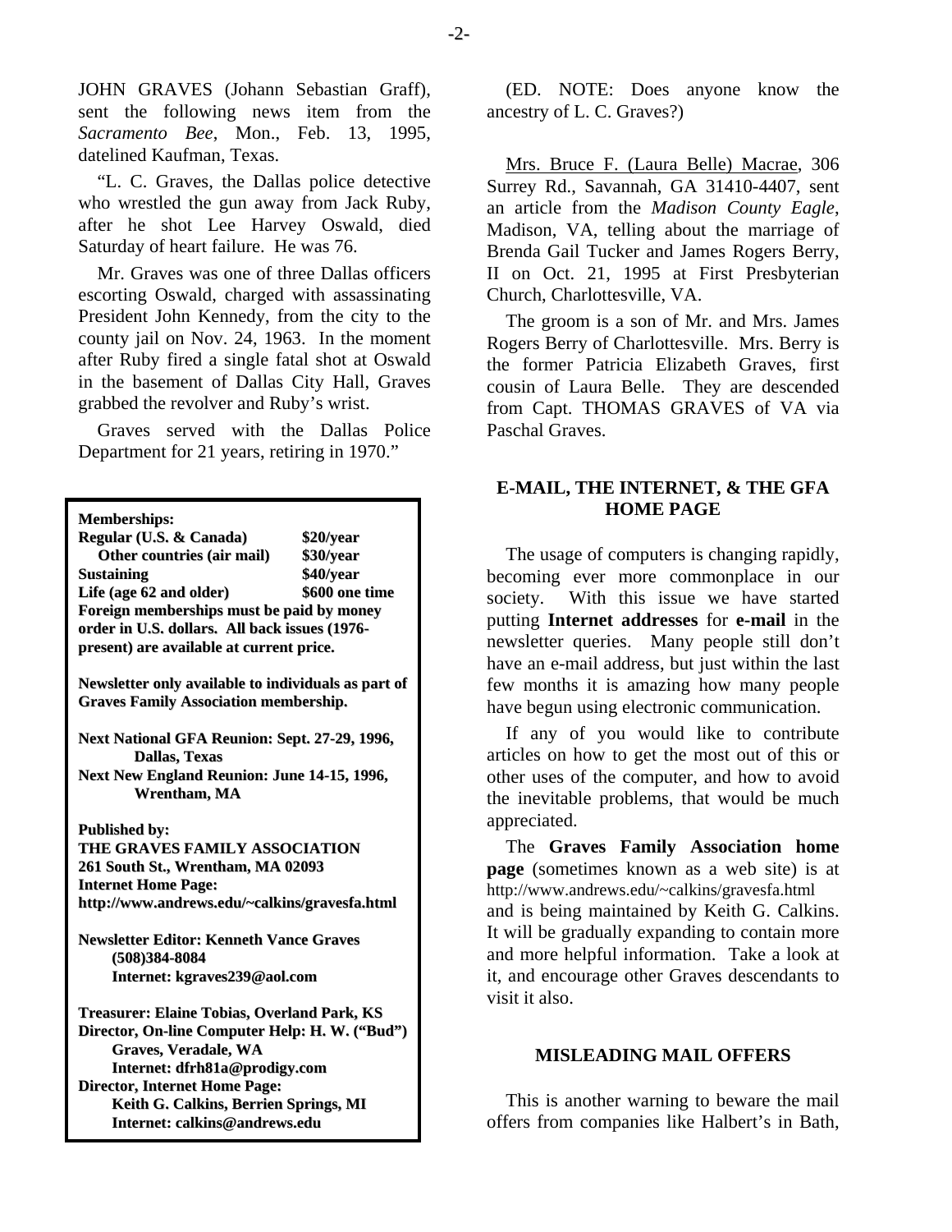JOHN GRAVES (Johann Sebastian Graff), sent the following news item from the *Sacramento Bee*, Mon., Feb. 13, 1995, datelined Kaufman, Texas.

"L. C. Graves, the Dallas police detective who wrestled the gun away from Jack Ruby, after he shot Lee Harvey Oswald, died Saturday of heart failure. He was 76.

Mr. Graves was one of three Dallas officers escorting Oswald, charged with assassinating President John Kennedy, from the city to the county jail on Nov. 24, 1963. In the moment after Ruby fired a single fatal shot at Oswald in the basement of Dallas City Hall, Graves grabbed the revolver and Ruby's wrist.

Graves served with the Dallas Police Department for 21 years, retiring in 1970."

**Memberships:**

| | |
|---|---|
| **Regular (U.S. & Canada)** | **$20/year** |
| **Other countries (air mail)** | **$30/year** |
| **Sustaining** | **$40/year** |
| **Life (age 62 and older)** | **$600 one time** |

**Foreign memberships must be paid by money order in U.S. dollars. All back issues (1976-present) are available at current price.**

**Newsletter only available to individuals as part of Graves Family Association membership.**

**Next National GFA Reunion: Sept. 27-29, 1996, Dallas, Texas**
**Next New England Reunion: June 14-15, 1996, Wrentham, MA**

**Published by:**
**THE GRAVES FAMILY ASSOCIATION**
**261 South St., Wrentham, MA 02093**
**Internet Home Page:**
**http://www.andrews.edu/~calkins/gravesfa.html**

**Newsletter Editor: Kenneth Vance Graves**
**(508)384-8084**
**Internet: kgraves239@aol.com**

**Treasurer: Elaine Tobias, Overland Park, KS**
**Director, On-line Computer Help: H. W. ("Bud") Graves, Veradale, WA**
**Internet: dfrh81a@prodigy.com**
**Director, Internet Home Page:**
**Keith G. Calkins, Berrien Springs, MI**
**Internet: calkins@andrews.edu**

(ED. NOTE: Does anyone know the ancestry of L. C. Graves?)

Mrs. Bruce F. (Laura Belle) Macrae, 306 Surrey Rd., Savannah, GA 31410-4407, sent an article from the *Madison County Eagle*, Madison, VA, telling about the marriage of Brenda Gail Tucker and James Rogers Berry, II on Oct. 21, 1995 at First Presbyterian Church, Charlottesville, VA.

The groom is a son of Mr. and Mrs. James Rogers Berry of Charlottesville. Mrs. Berry is the former Patricia Elizabeth Graves, first cousin of Laura Belle. They are descended from Capt. THOMAS GRAVES of VA via Paschal Graves.

## E-MAIL, THE INTERNET, & THE GFA HOME PAGE

The usage of computers is changing rapidly, becoming ever more commonplace in our society. With this issue we have started putting **Internet addresses** for **e-mail** in the newsletter queries. Many people still don't have an e-mail address, but just within the last few months it is amazing how many people have begun using electronic communication.

If any of you would like to contribute articles on how to get the most out of this or other uses of the computer, and how to avoid the inevitable problems, that would be much appreciated.

The **Graves Family Association home page** (sometimes known as a web site) is at http://www.andrews.edu/~calkins/gravesfa.html and is being maintained by Keith G. Calkins. It will be gradually expanding to contain more and more helpful information. Take a look at it, and encourage other Graves descendants to visit it also.

## MISLEADING MAIL OFFERS

This is another warning to beware the mail offers from companies like Halbert's in Bath,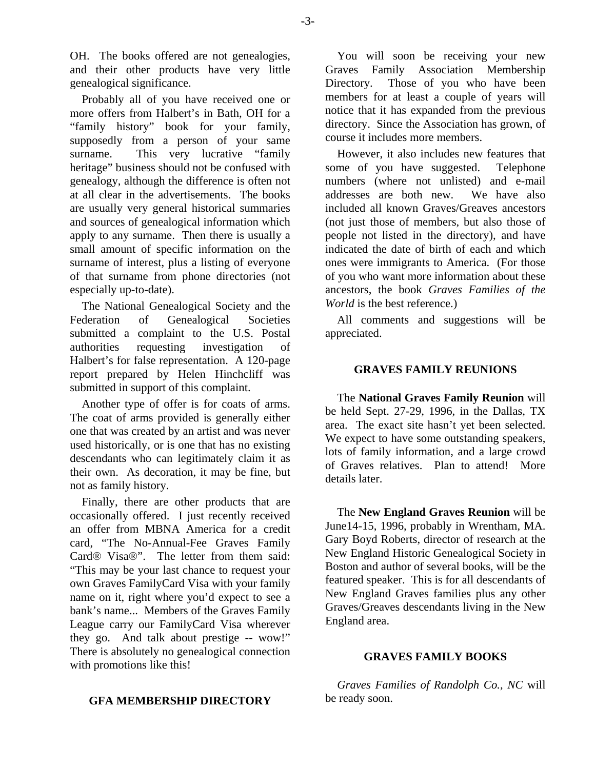OH. The books offered are not genealogies, and their other products have very little genealogical significance.

Probably all of you have received one or more offers from Halbert's in Bath, OH for a "family history" book for your family, supposedly from a person of your same surname. This very lucrative "family heritage" business should not be confused with genealogy, although the difference is often not at all clear in the advertisements. The books are usually very general historical summaries and sources of genealogical information which apply to any surname. Then there is usually a small amount of specific information on the surname of interest, plus a listing of everyone of that surname from phone directories (not especially up-to-date).

The National Genealogical Society and the Federation of Genealogical Societies submitted a complaint to the U.S. Postal authorities requesting investigation of Halbert's for false representation. A 120-page report prepared by Helen Hinchcliff was submitted in support of this complaint.

Another type of offer is for coats of arms. The coat of arms provided is generally either one that was created by an artist and was never used historically, or is one that has no existing descendants who can legitimately claim it as their own. As decoration, it may be fine, but not as family history.

Finally, there are other products that are occasionally offered. I just recently received an offer from MBNA America for a credit card, "The No-Annual-Fee Graves Family Card® Visa®". The letter from them said: "This may be your last chance to request your own Graves FamilyCard Visa with your family name on it, right where you'd expect to see a bank's name... Members of the Graves Family League carry our FamilyCard Visa wherever they go. And talk about prestige -- wow!" There is absolutely no genealogical connection with promotions like this!

## GFA MEMBERSHIP DIRECTORY

You will soon be receiving your new Graves Family Association Membership Directory. Those of you who have been members for at least a couple of years will notice that it has expanded from the previous directory. Since the Association has grown, of course it includes more members.

However, it also includes new features that some of you have suggested. Telephone numbers (where not unlisted) and e-mail addresses are both new. We have also included all known Graves/Greaves ancestors (not just those of members, but also those of people not listed in the directory), and have indicated the date of birth of each and which ones were immigrants to America. (For those of you who want more information about these ancestors, the book *Graves Families of the World* is the best reference.)

All comments and suggestions will be appreciated.

## GRAVES FAMILY REUNIONS

The **National Graves Family Reunion** will be held Sept. 27-29, 1996, in the Dallas, TX area. The exact site hasn't yet been selected. We expect to have some outstanding speakers, lots of family information, and a large crowd of Graves relatives. Plan to attend! More details later.

The **New England Graves Reunion** will be June14-15, 1996, probably in Wrentham, MA. Gary Boyd Roberts, director of research at the New England Historic Genealogical Society in Boston and author of several books, will be the featured speaker. This is for all descendants of New England Graves families plus any other Graves/Greaves descendants living in the New England area.

## GRAVES FAMILY BOOKS

*Graves Families of Randolph Co., NC* will be ready soon.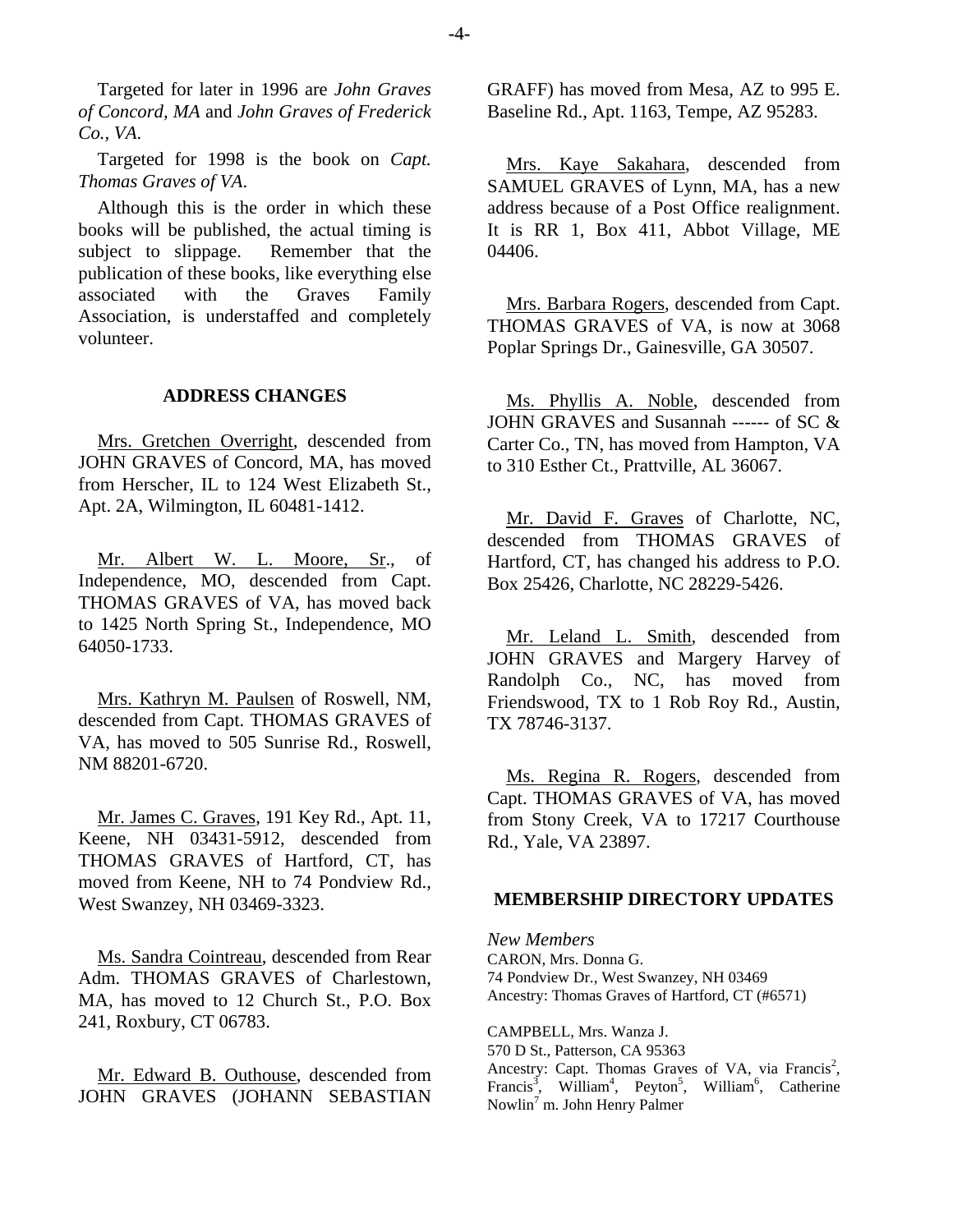Targeted for later in 1996 are *John Graves of Concord, MA* and *John Graves of Frederick Co., VA.*

Targeted for 1998 is the book on *Capt. Thomas Graves of VA.*

Although this is the order in which these books will be published, the actual timing is subject to slippage. Remember that the publication of these books, like everything else associated with the Graves Family Association, is understaffed and completely volunteer.

## ADDRESS CHANGES

Mrs. Gretchen Overright, descended from JOHN GRAVES of Concord, MA, has moved from Herscher, IL to 124 West Elizabeth St., Apt. 2A, Wilmington, IL 60481-1412.

Mr. Albert W. L. Moore, Sr., of Independence, MO, descended from Capt. THOMAS GRAVES of VA, has moved back to 1425 North Spring St., Independence, MO 64050-1733.

Mrs. Kathryn M. Paulsen of Roswell, NM, descended from Capt. THOMAS GRAVES of VA, has moved to 505 Sunrise Rd., Roswell, NM 88201-6720.

Mr. James C. Graves, 191 Key Rd., Apt. 11, Keene, NH 03431-5912, descended from THOMAS GRAVES of Hartford, CT, has moved from Keene, NH to 74 Pondview Rd., West Swanzey, NH 03469-3323.

Ms. Sandra Cointreau, descended from Rear Adm. THOMAS GRAVES of Charlestown, MA, has moved to 12 Church St., P.O. Box 241, Roxbury, CT 06783.

Mr. Edward B. Outhouse, descended from JOHN GRAVES (JOHANN SEBASTIAN GRAFF) has moved from Mesa, AZ to 995 E. Baseline Rd., Apt. 1163, Tempe, AZ 95283.

Mrs. Kaye Sakahara, descended from SAMUEL GRAVES of Lynn, MA, has a new address because of a Post Office realignment. It is RR 1, Box 411, Abbot Village, ME 04406.

Mrs. Barbara Rogers, descended from Capt. THOMAS GRAVES of VA, is now at 3068 Poplar Springs Dr., Gainesville, GA 30507.

Ms. Phyllis A. Noble, descended from JOHN GRAVES and Susannah ------ of SC & Carter Co., TN, has moved from Hampton, VA to 310 Esther Ct., Prattville, AL 36067.

Mr. David F. Graves of Charlotte, NC, descended from THOMAS GRAVES of Hartford, CT, has changed his address to P.O. Box 25426, Charlotte, NC 28229-5426.

Mr. Leland L. Smith, descended from JOHN GRAVES and Margery Harvey of Randolph Co., NC, has moved from Friendswood, TX to 1 Rob Roy Rd., Austin, TX 78746-3137.

Ms. Regina R. Rogers, descended from Capt. THOMAS GRAVES of VA, has moved from Stony Creek, VA to 17217 Courthouse Rd., Yale, VA 23897.

## MEMBERSHIP DIRECTORY UPDATES

*New Members*

CARON, Mrs. Donna G.
74 Pondview Dr., West Swanzey, NH 03469
Ancestry: Thomas Graves of Hartford, CT (#6571)

CAMPBELL, Mrs. Wanza J.
570 D St., Patterson, CA 95363
Ancestry: Capt. Thomas Graves of VA, via Francis[2], Francis[3], William[4], Peyton[5], William[6], Catherine Nowlin[7] m. John Henry Palmer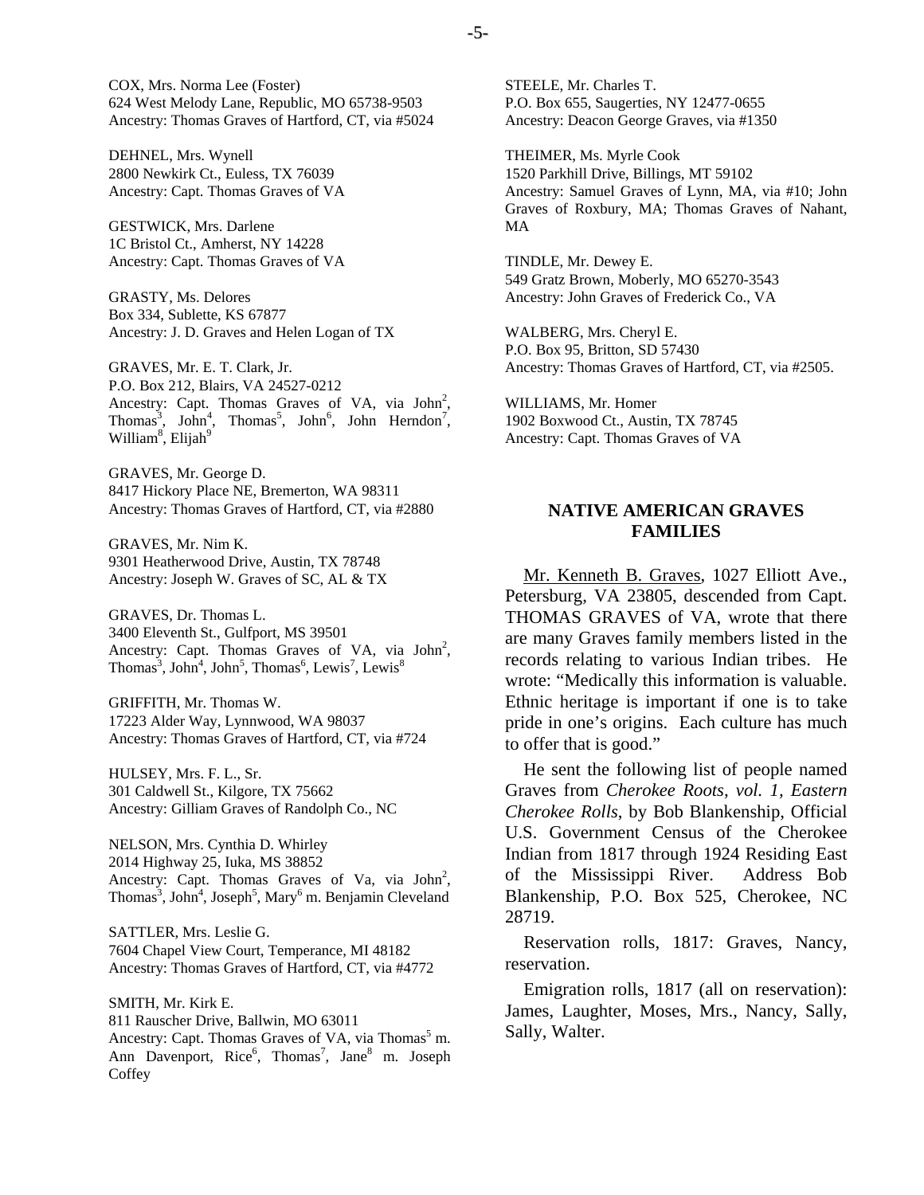COX, Mrs. Norma Lee (Foster)
624 West Melody Lane, Republic, MO 65738-9503
Ancestry: Thomas Graves of Hartford, CT, via #5024

DEHNEL, Mrs. Wynell
2800 Newkirk Ct., Euless, TX 76039
Ancestry: Capt. Thomas Graves of VA

GESTWICK, Mrs. Darlene
1C Bristol Ct., Amherst, NY 14228
Ancestry: Capt. Thomas Graves of VA

GRASTY, Ms. Delores
Box 334, Sublette, KS 67877
Ancestry: J. D. Graves and Helen Logan of TX

GRAVES, Mr. E. T. Clark, Jr.
P.O. Box 212, Blairs, VA 24527-0212
Ancestry: Capt. Thomas Graves of VA, via John[2], Thomas[3], John[4], Thomas[5], John[6], John Herndon[7], William[8], Elijah[9]

GRAVES, Mr. George D.
8417 Hickory Place NE, Bremerton, WA 98311
Ancestry: Thomas Graves of Hartford, CT, via #2880

GRAVES, Mr. Nim K.
9301 Heatherwood Drive, Austin, TX 78748
Ancestry: Joseph W. Graves of SC, AL & TX

GRAVES, Dr. Thomas L.
3400 Eleventh St., Gulfport, MS 39501
Ancestry: Capt. Thomas Graves of VA, via John[2], Thomas[3], John[4], John[5], Thomas[6], Lewis[7], Lewis[8]

GRIFFITH, Mr. Thomas W.
17223 Alder Way, Lynnwood, WA 98037
Ancestry: Thomas Graves of Hartford, CT, via #724

HULSEY, Mrs. F. L., Sr.
301 Caldwell St., Kilgore, TX 75662
Ancestry: Gilliam Graves of Randolph Co., NC

NELSON, Mrs. Cynthia D. Whirley
2014 Highway 25, Iuka, MS 38852
Ancestry: Capt. Thomas Graves of Va, via John[2], Thomas[3], John[4], Joseph[5], Mary[6] m. Benjamin Cleveland

SATTLER, Mrs. Leslie G.
7604 Chapel View Court, Temperance, MI 48182
Ancestry: Thomas Graves of Hartford, CT, via #4772

SMITH, Mr. Kirk E.
811 Rauscher Drive, Ballwin, MO 63011
Ancestry: Capt. Thomas Graves of VA, via Thomas[5] m. Ann Davenport, Rice[6], Thomas[7], Jane[8] m. Joseph Coffey

STEELE, Mr. Charles T.
P.O. Box 655, Saugerties, NY 12477-0655
Ancestry: Deacon George Graves, via #1350

THEIMER, Ms. Myrle Cook
1520 Parkhill Drive, Billings, MT 59102
Ancestry: Samuel Graves of Lynn, MA, via #10; John Graves of Roxbury, MA; Thomas Graves of Nahant, MA

TINDLE, Mr. Dewey E.
549 Gratz Brown, Moberly, MO 65270-3543
Ancestry: John Graves of Frederick Co., VA

WALBERG, Mrs. Cheryl E.
P.O. Box 95, Britton, SD 57430
Ancestry: Thomas Graves of Hartford, CT, via #2505.

WILLIAMS, Mr. Homer
1902 Boxwood Ct., Austin, TX 78745
Ancestry: Capt. Thomas Graves of VA

## NATIVE AMERICAN GRAVES FAMILIES

Mr. Kenneth B. Graves, 1027 Elliott Ave., Petersburg, VA 23805, descended from Capt. THOMAS GRAVES of VA, wrote that there are many Graves family members listed in the records relating to various Indian tribes. He wrote: "Medically this information is valuable. Ethnic heritage is important if one is to take pride in one's origins. Each culture has much to offer that is good."

He sent the following list of people named Graves from *Cherokee Roots, vol. 1, Eastern Cherokee Rolls*, by Bob Blankenship, Official U.S. Government Census of the Cherokee Indian from 1817 through 1924 Residing East of the Mississippi River. Address Bob Blankenship, P.O. Box 525, Cherokee, NC 28719.

Reservation rolls, 1817: Graves, Nancy, reservation.

Emigration rolls, 1817 (all on reservation): James, Laughter, Moses, Mrs., Nancy, Sally, Sally, Walter.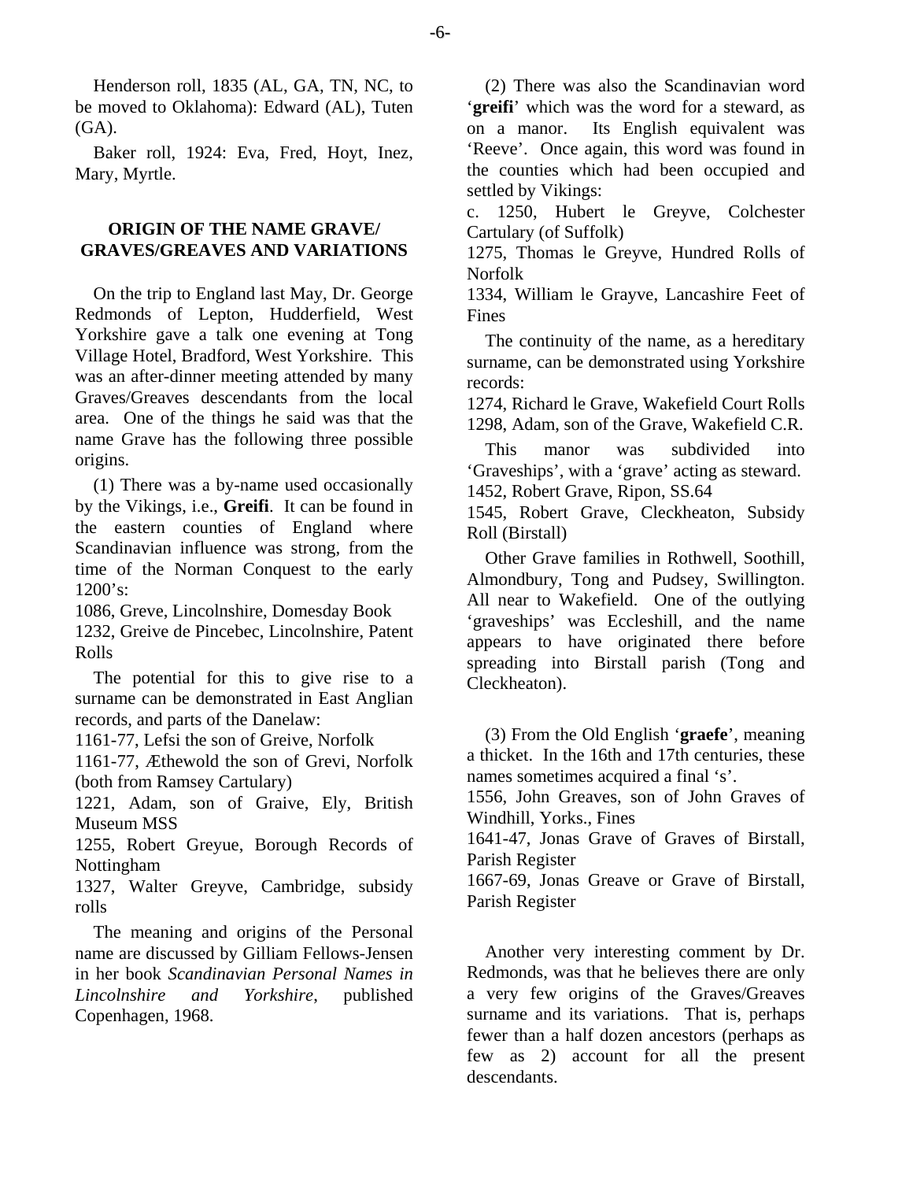Henderson roll, 1835 (AL, GA, TN, NC, to be moved to Oklahoma): Edward (AL), Tuten (GA).

Baker roll, 1924: Eva, Fred, Hoyt, Inez, Mary, Myrtle.

## ORIGIN OF THE NAME GRAVE/ GRAVES/GREAVES AND VARIATIONS

On the trip to England last May, Dr. George Redmonds of Lepton, Hudderfield, West Yorkshire gave a talk one evening at Tong Village Hotel, Bradford, West Yorkshire. This was an after-dinner meeting attended by many Graves/Greaves descendants from the local area. One of the things he said was that the name Grave has the following three possible origins.

(1) There was a by-name used occasionally by the Vikings, i.e., **Greifi**. It can be found in the eastern counties of England where Scandinavian influence was strong, from the time of the Norman Conquest to the early 1200's:

1086, Greve, Lincolnshire, Domesday Book

1232, Greive de Pincebec, Lincolnshire, Patent Rolls

The potential for this to give rise to a surname can be demonstrated in East Anglian records, and parts of the Danelaw:

1161-77, Lefsi the son of Greive, Norfolk

1161-77, Æthewold the son of Grevi, Norfolk (both from Ramsey Cartulary)

1221, Adam, son of Graive, Ely, British Museum MSS

1255, Robert Greyue, Borough Records of Nottingham

1327, Walter Greyve, Cambridge, subsidy rolls

The meaning and origins of the Personal name are discussed by Gilliam Fellows-Jensen in her book *Scandinavian Personal Names in Lincolnshire and Yorkshire*, published Copenhagen, 1968.

(2) There was also the Scandinavian word '**greifi**' which was the word for a steward, as on a manor. Its English equivalent was 'Reeve'. Once again, this word was found in the counties which had been occupied and settled by Vikings:

c. 1250, Hubert le Greyve, Colchester Cartulary (of Suffolk)

1275, Thomas le Greyve, Hundred Rolls of Norfolk

1334, William le Grayve, Lancashire Feet of Fines

The continuity of the name, as a hereditary surname, can be demonstrated using Yorkshire records:

1274, Richard le Grave, Wakefield Court Rolls

1298, Adam, son of the Grave, Wakefield C.R.

This manor was subdivided into 'Graveships', with a 'grave' acting as steward.

1452, Robert Grave, Ripon, SS.64

1545, Robert Grave, Cleckheaton, Subsidy Roll (Birstall)

Other Grave families in Rothwell, Soothill, Almondbury, Tong and Pudsey, Swillington. All near to Wakefield. One of the outlying 'graveships' was Eccleshill, and the name appears to have originated there before spreading into Birstall parish (Tong and Cleckheaton).

(3) From the Old English '**graefe**', meaning a thicket. In the 16th and 17th centuries, these names sometimes acquired a final 's'.

1556, John Greaves, son of John Graves of Windhill, Yorks., Fines

1641-47, Jonas Grave of Graves of Birstall, Parish Register

1667-69, Jonas Greave or Grave of Birstall, Parish Register

Another very interesting comment by Dr. Redmonds, was that he believes there are only a very few origins of the Graves/Greaves surname and its variations. That is, perhaps fewer than a half dozen ancestors (perhaps as few as 2) account for all the present descendants.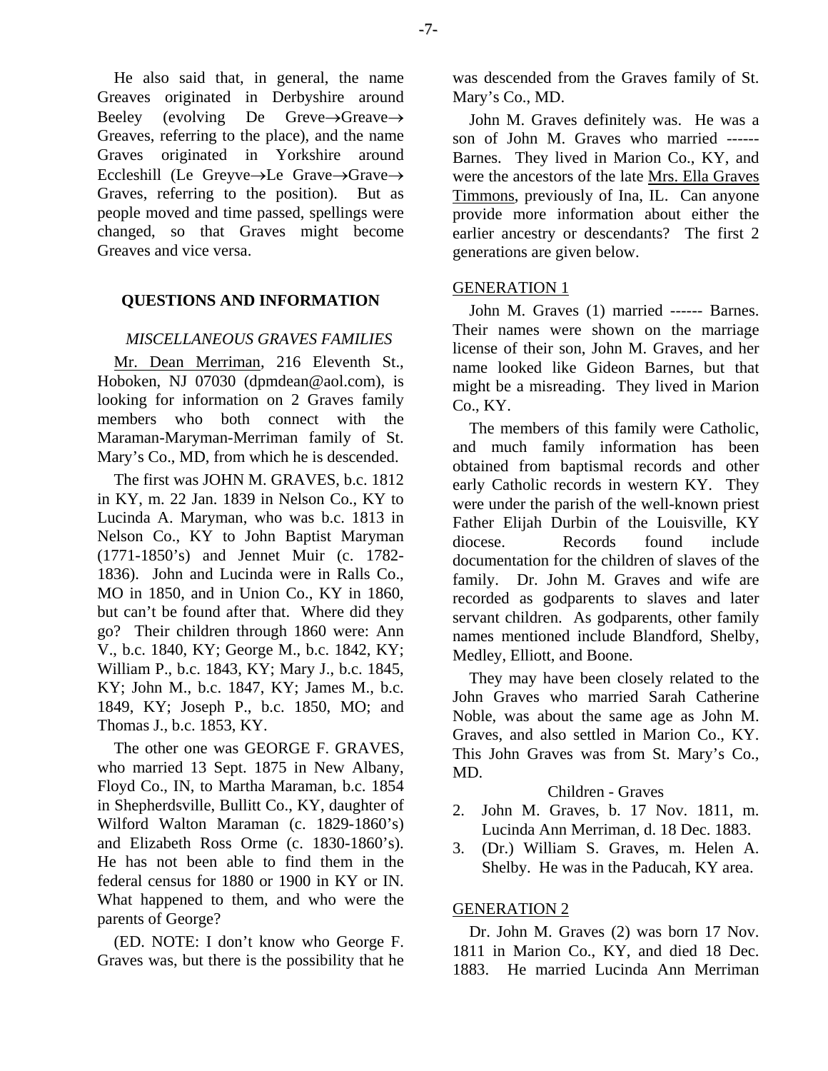He also said that, in general, the name Greaves originated in Derbyshire around Beeley (evolving De Greve→Greave→ Greaves, referring to the place), and the name Graves originated in Yorkshire around Eccleshill (Le Greyve→Le Grave→Grave→ Graves, referring to the position). But as people moved and time passed, spellings were changed, so that Graves might become Greaves and vice versa.

## QUESTIONS AND INFORMATION

### *MISCELLANEOUS GRAVES FAMILIES*

Mr. Dean Merriman, 216 Eleventh St., Hoboken, NJ 07030 (dpmdean@aol.com), is looking for information on 2 Graves family members who both connect with the Maraman-Maryman-Merriman family of St. Mary's Co., MD, from which he is descended.

The first was JOHN M. GRAVES, b.c. 1812 in KY, m. 22 Jan. 1839 in Nelson Co., KY to Lucinda A. Maryman, who was b.c. 1813 in Nelson Co., KY to John Baptist Maryman (1771-1850's) and Jennet Muir (c. 1782-1836). John and Lucinda were in Ralls Co., MO in 1850, and in Union Co., KY in 1860, but can't be found after that. Where did they go? Their children through 1860 were: Ann V., b.c. 1840, KY; George M., b.c. 1842, KY; William P., b.c. 1843, KY; Mary J., b.c. 1845, KY; John M., b.c. 1847, KY; James M., b.c. 1849, KY; Joseph P., b.c. 1850, MO; and Thomas J., b.c. 1853, KY.

The other one was GEORGE F. GRAVES, who married 13 Sept. 1875 in New Albany, Floyd Co., IN, to Martha Maraman, b.c. 1854 in Shepherdsville, Bullitt Co., KY, daughter of Wilford Walton Maraman (c. 1829-1860's) and Elizabeth Ross Orme (c. 1830-1860's). He has not been able to find them in the federal census for 1880 or 1900 in KY or IN. What happened to them, and who were the parents of George?

(ED. NOTE: I don't know who George F. Graves was, but there is the possibility that he was descended from the Graves family of St. Mary's Co., MD.

John M. Graves definitely was. He was a son of John M. Graves who married ------ Barnes. They lived in Marion Co., KY, and were the ancestors of the late Mrs. Ella Graves Timmons, previously of Ina, IL. Can anyone provide more information about either the earlier ancestry or descendants? The first 2 generations are given below.

GENERATION 1

John M. Graves (1) married ------ Barnes. Their names were shown on the marriage license of their son, John M. Graves, and her name looked like Gideon Barnes, but that might be a misreading. They lived in Marion Co., KY.

The members of this family were Catholic, and much family information has been obtained from baptismal records and other early Catholic records in western KY. They were under the parish of the well-known priest Father Elijah Durbin of the Louisville, KY diocese. Records found include documentation for the children of slaves of the family. Dr. John M. Graves and wife are recorded as godparents to slaves and later servant children. As godparents, other family names mentioned include Blandford, Shelby, Medley, Elliott, and Boone.

They may have been closely related to the John Graves who married Sarah Catherine Noble, was about the same age as John M. Graves, and also settled in Marion Co., KY. This John Graves was from St. Mary's Co., MD.

Children - Graves

2. John M. Graves, b. 17 Nov. 1811, m. Lucinda Ann Merriman, d. 18 Dec. 1883.
3. (Dr.) William S. Graves, m. Helen A. Shelby. He was in the Paducah, KY area.

GENERATION 2

Dr. John M. Graves (2) was born 17 Nov. 1811 in Marion Co., KY, and died 18 Dec. 1883. He married Lucinda Ann Merriman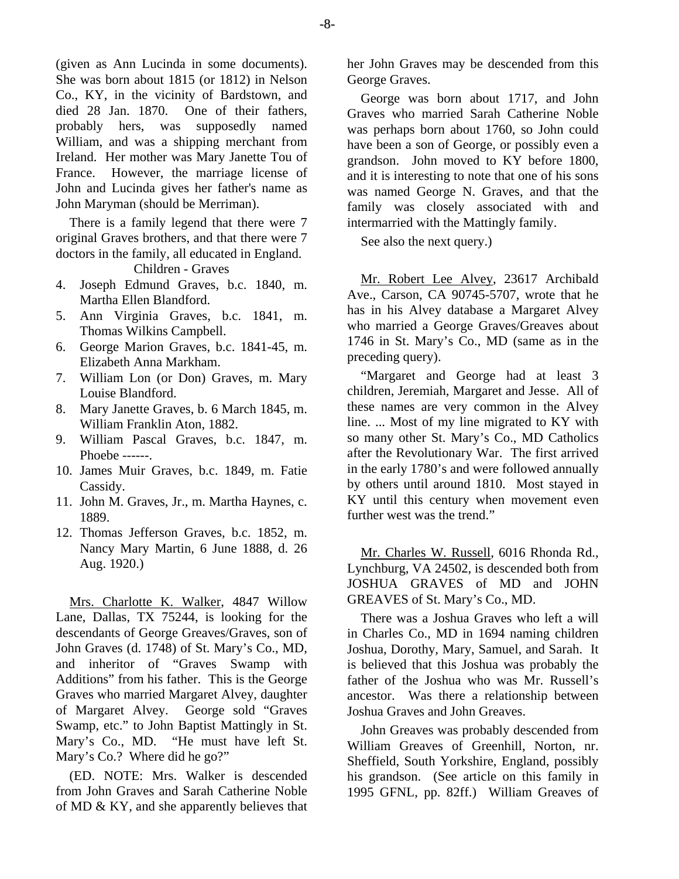(given as Ann Lucinda in some documents). She was born about 1815 (or 1812) in Nelson Co., KY, in the vicinity of Bardstown, and died 28 Jan. 1870. One of their fathers, probably hers, was supposedly named William, and was a shipping merchant from Ireland. Her mother was Mary Janette Tou of France. However, the marriage license of John and Lucinda gives her father's name as John Maryman (should be Merriman).

There is a family legend that there were 7 original Graves brothers, and that there were 7 doctors in the family, all educated in England.

Children - Graves

4. Joseph Edmund Graves, b.c. 1840, m. Martha Ellen Blandford.
5. Ann Virginia Graves, b.c. 1841, m. Thomas Wilkins Campbell.
6. George Marion Graves, b.c. 1841-45, m. Elizabeth Anna Markham.
7. William Lon (or Don) Graves, m. Mary Louise Blandford.
8. Mary Janette Graves, b. 6 March 1845, m. William Franklin Aton, 1882.
9. William Pascal Graves, b.c. 1847, m. Phoebe ------.
10. James Muir Graves, b.c. 1849, m. Fatie Cassidy.
11. John M. Graves, Jr., m. Martha Haynes, c. 1889.
12. Thomas Jefferson Graves, b.c. 1852, m. Nancy Mary Martin, 6 June 1888, d. 26 Aug. 1920.)

Mrs. Charlotte K. Walker, 4847 Willow Lane, Dallas, TX 75244, is looking for the descendants of George Greaves/Graves, son of John Graves (d. 1748) of St. Mary's Co., MD, and inheritor of "Graves Swamp with Additions" from his father. This is the George Graves who married Margaret Alvey, daughter of Margaret Alvey. George sold "Graves Swamp, etc." to John Baptist Mattingly in St. Mary's Co., MD. "He must have left St. Mary's Co.? Where did he go?"

(ED. NOTE: Mrs. Walker is descended from John Graves and Sarah Catherine Noble of MD & KY, and she apparently believes that her John Graves may be descended from this George Graves.

George was born about 1717, and John Graves who married Sarah Catherine Noble was perhaps born about 1760, so John could have been a son of George, or possibly even a grandson. John moved to KY before 1800, and it is interesting to note that one of his sons was named George N. Graves, and that the family was closely associated with and intermarried with the Mattingly family.

See also the next query.)

Mr. Robert Lee Alvey, 23617 Archibald Ave., Carson, CA 90745-5707, wrote that he has in his Alvey database a Margaret Alvey who married a George Graves/Greaves about 1746 in St. Mary's Co., MD (same as in the preceding query).

"Margaret and George had at least 3 children, Jeremiah, Margaret and Jesse. All of these names are very common in the Alvey line. ... Most of my line migrated to KY with so many other St. Mary's Co., MD Catholics after the Revolutionary War. The first arrived in the early 1780's and were followed annually by others until around 1810. Most stayed in KY until this century when movement even further west was the trend."

Mr. Charles W. Russell, 6016 Rhonda Rd., Lynchburg, VA 24502, is descended both from JOSHUA GRAVES of MD and JOHN GREAVES of St. Mary's Co., MD.

There was a Joshua Graves who left a will in Charles Co., MD in 1694 naming children Joshua, Dorothy, Mary, Samuel, and Sarah. It is believed that this Joshua was probably the father of the Joshua who was Mr. Russell's ancestor. Was there a relationship between Joshua Graves and John Greaves.

John Greaves was probably descended from William Greaves of Greenhill, Norton, nr. Sheffield, South Yorkshire, England, possibly his grandson. (See article on this family in 1995 GFNL, pp. 82ff.) William Greaves of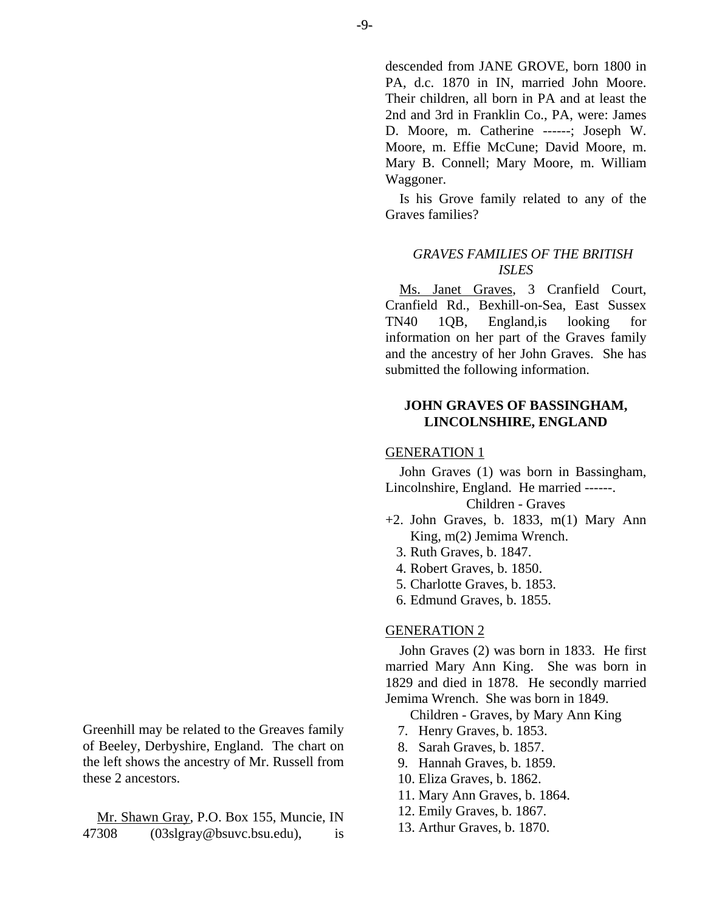Greenhill may be related to the Greaves family of Beeley, Derbyshire, England. The chart on the left shows the ancestry of Mr. Russell from these 2 ancestors.

Mr. Shawn Gray, P.O. Box 155, Muncie, IN 47308 (03slgray@bsuvc.bsu.edu), is descended from JANE GROVE, born 1800 in PA, d.c. 1870 in IN, married John Moore. Their children, all born in PA and at least the 2nd and 3rd in Franklin Co., PA, were: James D. Moore, m. Catherine ------; Joseph W. Moore, m. Effie McCune; David Moore, m. Mary B. Connell; Mary Moore, m. William Waggoner.

Is his Grove family related to any of the Graves families?

### *GRAVES FAMILIES OF THE BRITISH ISLES*

Ms. Janet Graves, 3 Cranfield Court, Cranfield Rd., Bexhill-on-Sea, East Sussex TN40 1QB, England,is looking for information on her part of the Graves family and the ancestry of her John Graves. She has submitted the following information.

### JOHN GRAVES OF BASSINGHAM, LINCOLNSHIRE, ENGLAND

GENERATION 1

John Graves (1) was born in Bassingham, Lincolnshire, England. He married ------.

Children - Graves

+2. John Graves, b. 1833, m(1) Mary Ann King, m(2) Jemima Wrench.
3. Ruth Graves, b. 1847.
4. Robert Graves, b. 1850.
5. Charlotte Graves, b. 1853.
6. Edmund Graves, b. 1855.

GENERATION 2

John Graves (2) was born in 1833. He first married Mary Ann King. She was born in 1829 and died in 1878. He secondly married Jemima Wrench. She was born in 1849.

Children - Graves, by Mary Ann King

7. Henry Graves, b. 1853.
8. Sarah Graves, b. 1857.
9. Hannah Graves, b. 1859.
10. Eliza Graves, b. 1862.
11. Mary Ann Graves, b. 1864.
12. Emily Graves, b. 1867.
13. Arthur Graves, b. 1870.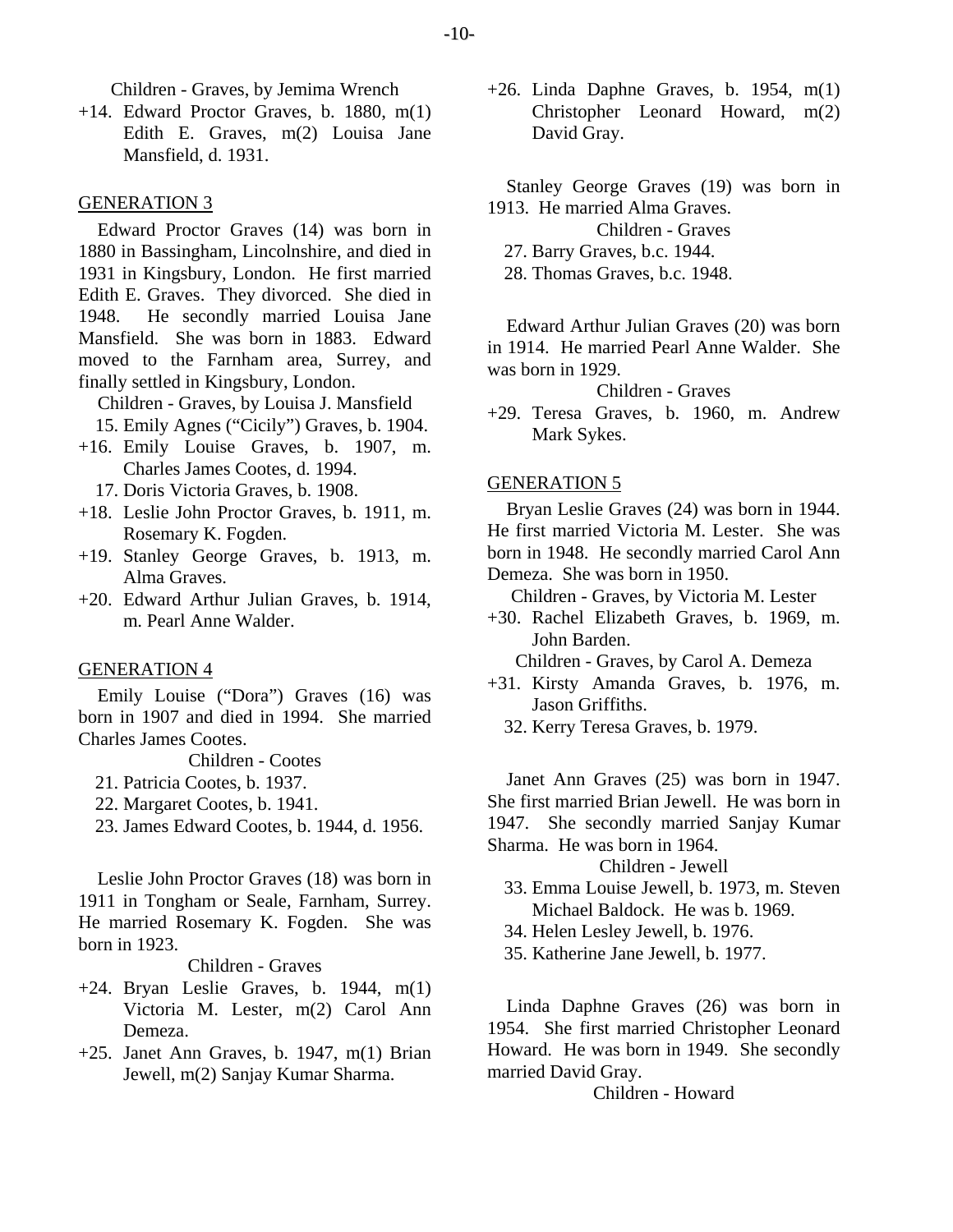Children - Graves, by Jemima Wrench

+14. Edward Proctor Graves, b. 1880, m(1) Edith E. Graves, m(2) Louisa Jane Mansfield, d. 1931.

## GENERATION 3

Edward Proctor Graves (14) was born in 1880 in Bassingham, Lincolnshire, and died in 1931 in Kingsbury, London. He first married Edith E. Graves. They divorced. She died in 1948. He secondly married Louisa Jane Mansfield. She was born in 1883. Edward moved to the Farnham area, Surrey, and finally settled in Kingsbury, London.

Children - Graves, by Louisa J. Mansfield

15. Emily Agnes ("Cicily") Graves, b. 1904.
+16. Emily Louise Graves, b. 1907, m. Charles James Cootes, d. 1994.
17. Doris Victoria Graves, b. 1908.
+18. Leslie John Proctor Graves, b. 1911, m. Rosemary K. Fogden.
+19. Stanley George Graves, b. 1913, m. Alma Graves.
+20. Edward Arthur Julian Graves, b. 1914, m. Pearl Anne Walder.

## GENERATION 4

Emily Louise ("Dora") Graves (16) was born in 1907 and died in 1994. She married Charles James Cootes.

Children - Cootes

21. Patricia Cootes, b. 1937.
22. Margaret Cootes, b. 1941.
23. James Edward Cootes, b. 1944, d. 1956.

Leslie John Proctor Graves (18) was born in 1911 in Tongham or Seale, Farnham, Surrey. He married Rosemary K. Fogden. She was born in 1923.

Children - Graves

+24. Bryan Leslie Graves, b. 1944, m(1) Victoria M. Lester, m(2) Carol Ann Demeza.
+25. Janet Ann Graves, b. 1947, m(1) Brian Jewell, m(2) Sanjay Kumar Sharma.
+26. Linda Daphne Graves, b. 1954, m(1) Christopher Leonard Howard, m(2) David Gray.

Stanley George Graves (19) was born in 1913. He married Alma Graves.

Children - Graves

27. Barry Graves, b.c. 1944.
28. Thomas Graves, b.c. 1948.

Edward Arthur Julian Graves (20) was born in 1914. He married Pearl Anne Walder. She was born in 1929.

Children - Graves

+29. Teresa Graves, b. 1960, m. Andrew Mark Sykes.

## GENERATION 5

Bryan Leslie Graves (24) was born in 1944. He first married Victoria M. Lester. She was born in 1948. He secondly married Carol Ann Demeza. She was born in 1950.

Children - Graves, by Victoria M. Lester

+30. Rachel Elizabeth Graves, b. 1969, m. John Barden.

Children - Graves, by Carol A. Demeza

+31. Kirsty Amanda Graves, b. 1976, m. Jason Griffiths.
32. Kerry Teresa Graves, b. 1979.

Janet Ann Graves (25) was born in 1947. She first married Brian Jewell. He was born in 1947. She secondly married Sanjay Kumar Sharma. He was born in 1964.

Children - Jewell

33. Emma Louise Jewell, b. 1973, m. Steven Michael Baldock. He was b. 1969.
34. Helen Lesley Jewell, b. 1976.
35. Katherine Jane Jewell, b. 1977.

Linda Daphne Graves (26) was born in 1954. She first married Christopher Leonard Howard. He was born in 1949. She secondly married David Gray.

Children - Howard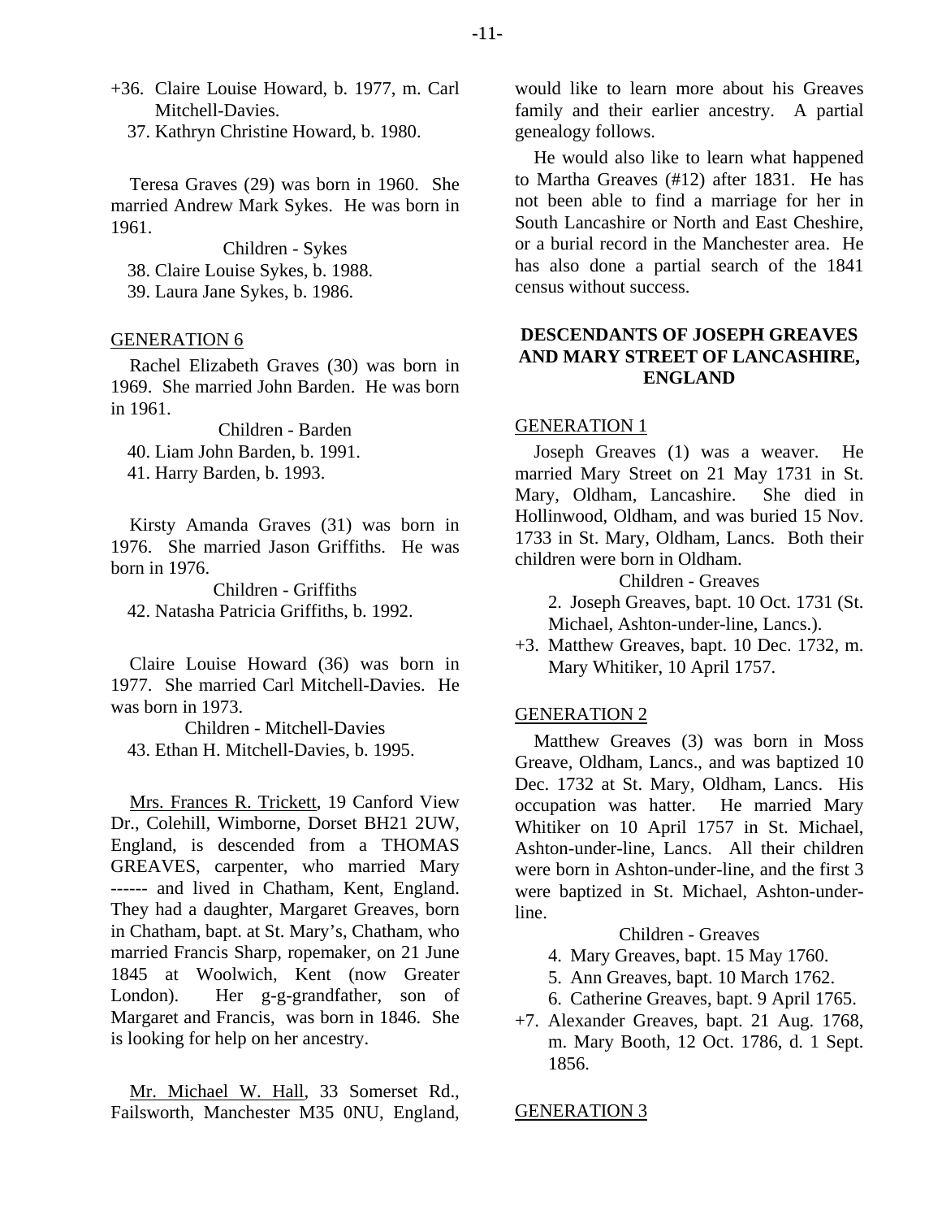+36. Claire Louise Howard, b. 1977, m. Carl Mitchell-Davies.
37. Kathryn Christine Howard, b. 1980.

Teresa Graves (29) was born in 1960. She married Andrew Mark Sykes. He was born in 1961.

Children - Sykes

38. Claire Louise Sykes, b. 1988.
39. Laura Jane Sykes, b. 1986.

GENERATION 6

Rachel Elizabeth Graves (30) was born in 1969. She married John Barden. He was born in 1961.

Children - Barden

40. Liam John Barden, b. 1991.
41. Harry Barden, b. 1993.

Kirsty Amanda Graves (31) was born in 1976. She married Jason Griffiths. He was born in 1976.

Children - Griffiths

42. Natasha Patricia Griffiths, b. 1992.

Claire Louise Howard (36) was born in 1977. She married Carl Mitchell-Davies. He was born in 1973.

Children - Mitchell-Davies

43. Ethan H. Mitchell-Davies, b. 1995.

Mrs. Frances R. Trickett, 19 Canford View Dr., Colehill, Wimborne, Dorset BH21 2UW, England, is descended from a THOMAS GREAVES, carpenter, who married Mary ------ and lived in Chatham, Kent, England. They had a daughter, Margaret Greaves, born in Chatham, bapt. at St. Mary's, Chatham, who married Francis Sharp, ropemaker, on 21 June 1845 at Woolwich, Kent (now Greater London). Her g-g-grandfather, son of Margaret and Francis, was born in 1846. She is looking for help on her ancestry.

Mr. Michael W. Hall, 33 Somerset Rd., Failsworth, Manchester M35 0NU, England, would like to learn more about his Greaves family and their earlier ancestry. A partial genealogy follows.

He would also like to learn what happened to Martha Greaves (#12) after 1831. He has not been able to find a marriage for her in South Lancashire or North and East Cheshire, or a burial record in the Manchester area. He has also done a partial search of the 1841 census without success.

## DESCENDANTS OF JOSEPH GREAVES AND MARY STREET OF LANCASHIRE, ENGLAND

GENERATION 1

Joseph Greaves (1) was a weaver. He married Mary Street on 21 May 1731 in St. Mary, Oldham, Lancashire. She died in Hollinwood, Oldham, and was buried 15 Nov. 1733 in St. Mary, Oldham, Lancs. Both their children were born in Oldham.

Children - Greaves

2. Joseph Greaves, bapt. 10 Oct. 1731 (St. Michael, Ashton-under-line, Lancs.).
+3. Matthew Greaves, bapt. 10 Dec. 1732, m. Mary Whitiker, 10 April 1757.

GENERATION 2

Matthew Greaves (3) was born in Moss Greave, Oldham, Lancs., and was baptized 10 Dec. 1732 at St. Mary, Oldham, Lancs. His occupation was hatter. He married Mary Whitiker on 10 April 1757 in St. Michael, Ashton-under-line, Lancs. All their children were born in Ashton-under-line, and the first 3 were baptized in St. Michael, Ashton-under-line.

Children - Greaves

4. Mary Greaves, bapt. 15 May 1760.
5. Ann Greaves, bapt. 10 March 1762.
6. Catherine Greaves, bapt. 9 April 1765.
+7. Alexander Greaves, bapt. 21 Aug. 1768, m. Mary Booth, 12 Oct. 1786, d. 1 Sept. 1856.

GENERATION 3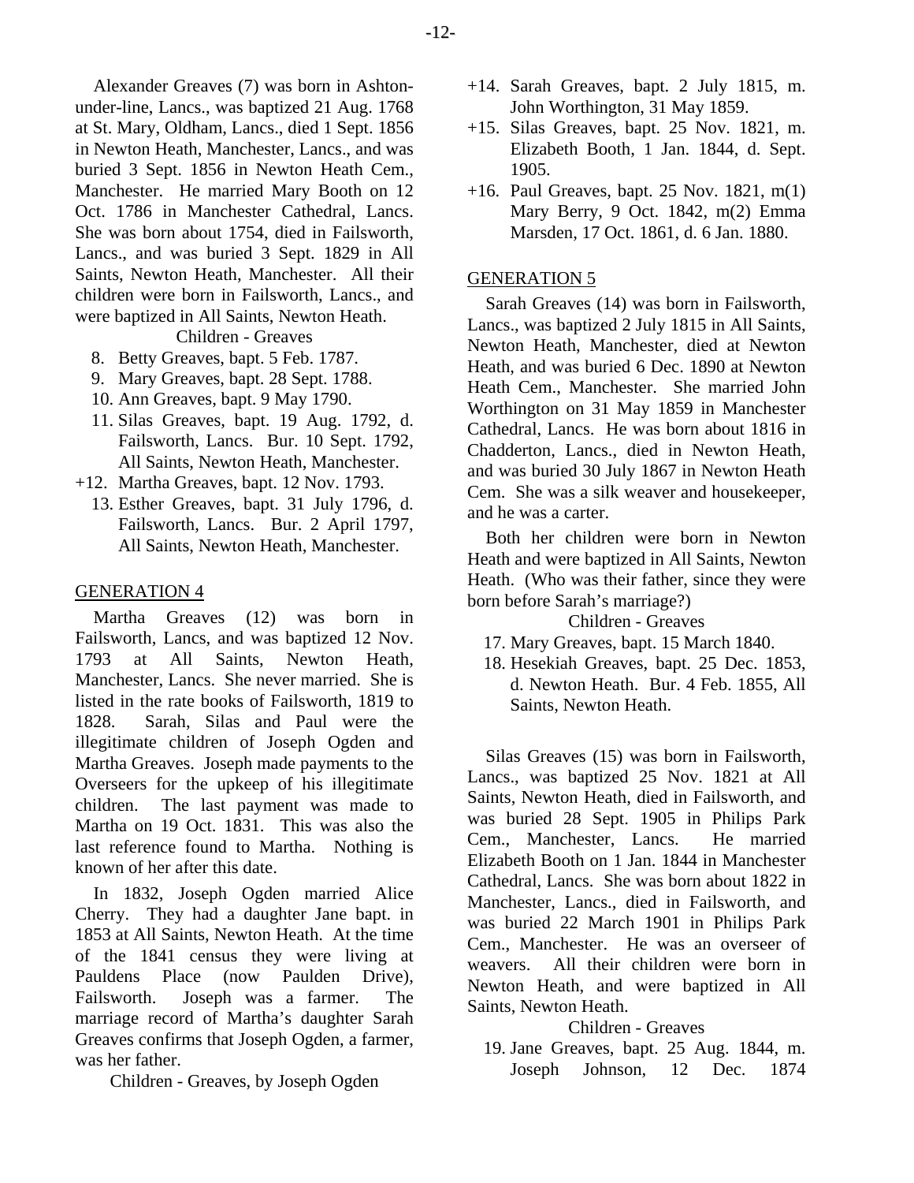Alexander Greaves (7) was born in Ashton-under-line, Lancs., was baptized 21 Aug. 1768 at St. Mary, Oldham, Lancs., died 1 Sept. 1856 in Newton Heath, Manchester, Lancs., and was buried 3 Sept. 1856 in Newton Heath Cem., Manchester. He married Mary Booth on 12 Oct. 1786 in Manchester Cathedral, Lancs. She was born about 1754, died in Failsworth, Lancs., and was buried 3 Sept. 1829 in All Saints, Newton Heath, Manchester. All their children were born in Failsworth, Lancs., and were baptized in All Saints, Newton Heath.

Children - Greaves

8. Betty Greaves, bapt. 5 Feb. 1787.
9. Mary Greaves, bapt. 28 Sept. 1788.
10. Ann Greaves, bapt. 9 May 1790.
11. Silas Greaves, bapt. 19 Aug. 1792, d. Failsworth, Lancs. Bur. 10 Sept. 1792, All Saints, Newton Heath, Manchester.

+12. Martha Greaves, bapt. 12 Nov. 1793.

13. Esther Greaves, bapt. 31 July 1796, d. Failsworth, Lancs. Bur. 2 April 1797, All Saints, Newton Heath, Manchester.

## GENERATION 4

Martha Greaves (12) was born in Failsworth, Lancs, and was baptized 12 Nov. 1793 at All Saints, Newton Heath, Manchester, Lancs. She never married. She is listed in the rate books of Failsworth, 1819 to 1828. Sarah, Silas and Paul were the illegitimate children of Joseph Ogden and Martha Greaves. Joseph made payments to the Overseers for the upkeep of his illegitimate children. The last payment was made to Martha on 19 Oct. 1831. This was also the last reference found to Martha. Nothing is known of her after this date.

In 1832, Joseph Ogden married Alice Cherry. They had a daughter Jane bapt. in 1853 at All Saints, Newton Heath. At the time of the 1841 census they were living at Pauldens Place (now Paulden Drive), Failsworth. Joseph was a farmer. The marriage record of Martha's daughter Sarah Greaves confirms that Joseph Ogden, a farmer, was her father.

Children - Greaves, by Joseph Ogden

+14. Sarah Greaves, bapt. 2 July 1815, m. John Worthington, 31 May 1859.

+15. Silas Greaves, bapt. 25 Nov. 1821, m. Elizabeth Booth, 1 Jan. 1844, d. Sept. 1905.

+16. Paul Greaves, bapt. 25 Nov. 1821, m(1) Mary Berry, 9 Oct. 1842, m(2) Emma Marsden, 17 Oct. 1861, d. 6 Jan. 1880.

## GENERATION 5

Sarah Greaves (14) was born in Failsworth, Lancs., was baptized 2 July 1815 in All Saints, Newton Heath, Manchester, died at Newton Heath, and was buried 6 Dec. 1890 at Newton Heath Cem., Manchester. She married John Worthington on 31 May 1859 in Manchester Cathedral, Lancs. He was born about 1816 in Chadderton, Lancs., died in Newton Heath, and was buried 30 July 1867 in Newton Heath Cem. She was a silk weaver and housekeeper, and he was a carter.

Both her children were born in Newton Heath and were baptized in All Saints, Newton Heath. (Who was their father, since they were born before Sarah's marriage?)

Children - Greaves

17. Mary Greaves, bapt. 15 March 1840.
18. Hesekiah Greaves, bapt. 25 Dec. 1853, d. Newton Heath. Bur. 4 Feb. 1855, All Saints, Newton Heath.

Silas Greaves (15) was born in Failsworth, Lancs., was baptized 25 Nov. 1821 at All Saints, Newton Heath, died in Failsworth, and was buried 28 Sept. 1905 in Philips Park Cem., Manchester, Lancs. He married Elizabeth Booth on 1 Jan. 1844 in Manchester Cathedral, Lancs. She was born about 1822 in Manchester, Lancs., died in Failsworth, and was buried 22 March 1901 in Philips Park Cem., Manchester. He was an overseer of weavers. All their children were born in Newton Heath, and were baptized in All Saints, Newton Heath.

Children - Greaves

19. Jane Greaves, bapt. 25 Aug. 1844, m. Joseph Johnson, 12 Dec. 1874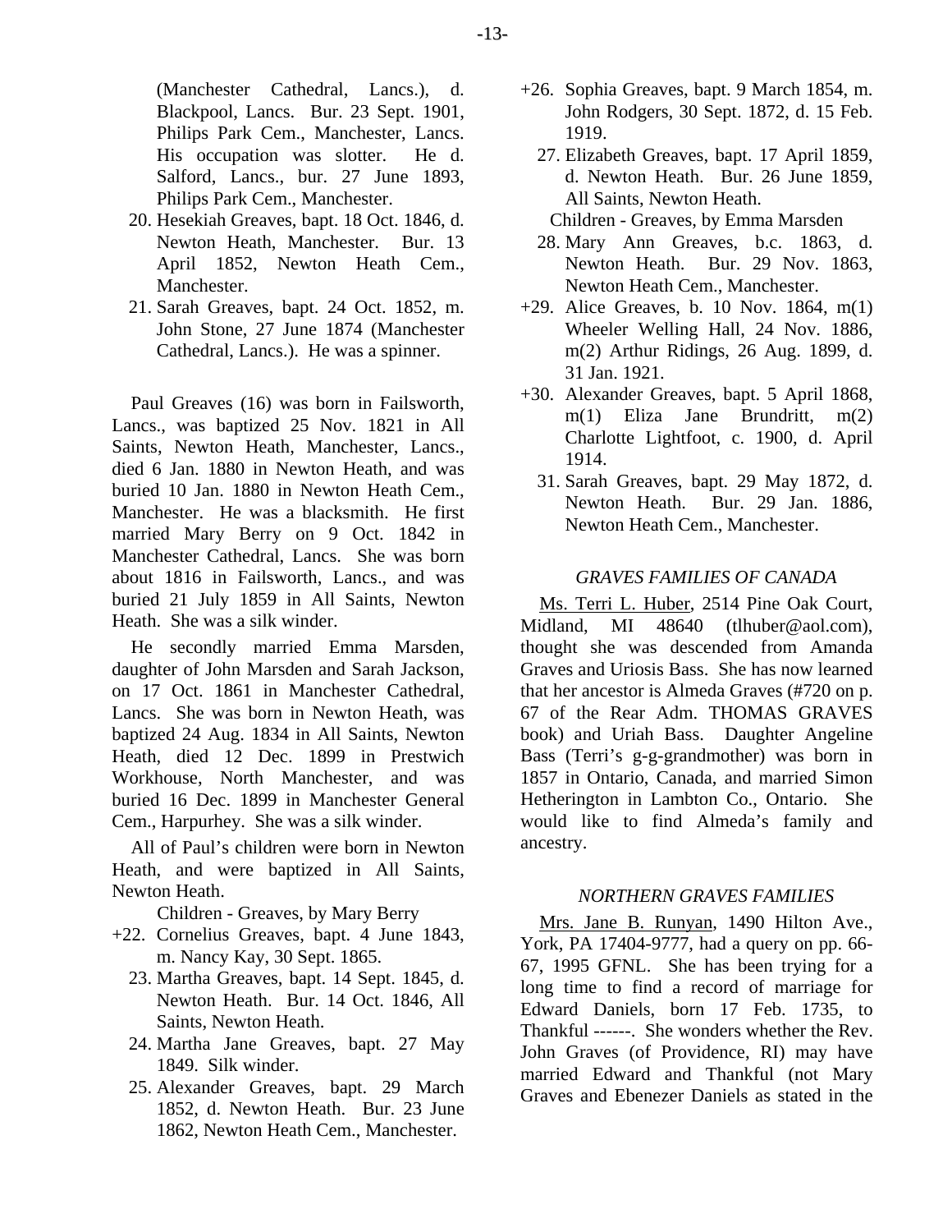(Manchester Cathedral, Lancs.), d. Blackpool, Lancs. Bur. 23 Sept. 1901, Philips Park Cem., Manchester, Lancs. His occupation was slotter. He d. Salford, Lancs., bur. 27 June 1893, Philips Park Cem., Manchester.

20. Hesekiah Greaves, bapt. 18 Oct. 1846, d. Newton Heath, Manchester. Bur. 13 April 1852, Newton Heath Cem., Manchester.
21. Sarah Greaves, bapt. 24 Oct. 1852, m. John Stone, 27 June 1874 (Manchester Cathedral, Lancs.). He was a spinner.

Paul Greaves (16) was born in Failsworth, Lancs., was baptized 25 Nov. 1821 in All Saints, Newton Heath, Manchester, Lancs., died 6 Jan. 1880 in Newton Heath, and was buried 10 Jan. 1880 in Newton Heath Cem., Manchester. He was a blacksmith. He first married Mary Berry on 9 Oct. 1842 in Manchester Cathedral, Lancs. She was born about 1816 in Failsworth, Lancs., and was buried 21 July 1859 in All Saints, Newton Heath. She was a silk winder.

He secondly married Emma Marsden, daughter of John Marsden and Sarah Jackson, on 17 Oct. 1861 in Manchester Cathedral, Lancs. She was born in Newton Heath, was baptized 24 Aug. 1834 in All Saints, Newton Heath, died 12 Dec. 1899 in Prestwich Workhouse, North Manchester, and was buried 16 Dec. 1899 in Manchester General Cem., Harpurhey. She was a silk winder.

All of Paul's children were born in Newton Heath, and were baptized in All Saints, Newton Heath.

Children - Greaves, by Mary Berry

+22. Cornelius Greaves, bapt. 4 June 1843, m. Nancy Kay, 30 Sept. 1865.
23. Martha Greaves, bapt. 14 Sept. 1845, d. Newton Heath. Bur. 14 Oct. 1846, All Saints, Newton Heath.
24. Martha Jane Greaves, bapt. 27 May 1849. Silk winder.
25. Alexander Greaves, bapt. 29 March 1852, d. Newton Heath. Bur. 23 June 1862, Newton Heath Cem., Manchester.

+26. Sophia Greaves, bapt. 9 March 1854, m. John Rodgers, 30 Sept. 1872, d. 15 Feb. 1919.
27. Elizabeth Greaves, bapt. 17 April 1859, d. Newton Heath. Bur. 26 June 1859, All Saints, Newton Heath.

Children - Greaves, by Emma Marsden

28. Mary Ann Greaves, b.c. 1863, d. Newton Heath. Bur. 29 Nov. 1863, Newton Heath Cem., Manchester.

+29. Alice Greaves, b. 10 Nov. 1864, m(1) Wheeler Welling Hall, 24 Nov. 1886, m(2) Arthur Ridings, 26 Aug. 1899, d. 31 Jan. 1921.

+30. Alexander Greaves, bapt. 5 April 1868, m(1) Eliza Jane Brundritt, m(2) Charlotte Lightfoot, c. 1900, d. April 1914.
31. Sarah Greaves, bapt. 29 May 1872, d. Newton Heath. Bur. 29 Jan. 1886, Newton Heath Cem., Manchester.

### *GRAVES FAMILIES OF CANADA*

Ms. Terri L. Huber, 2514 Pine Oak Court, Midland, MI 48640 (tlhuber@aol.com), thought she was descended from Amanda Graves and Uriosis Bass. She has now learned that her ancestor is Almeda Graves (#720 on p. 67 of the Rear Adm. THOMAS GRAVES book) and Uriah Bass. Daughter Angeline Bass (Terri's g-g-grandmother) was born in 1857 in Ontario, Canada, and married Simon Hetherington in Lambton Co., Ontario. She would like to find Almeda's family and ancestry.

### *NORTHERN GRAVES FAMILIES*

Mrs. Jane B. Runyan, 1490 Hilton Ave., York, PA 17404-9777, had a query on pp. 66-67, 1995 GFNL. She has been trying for a long time to find a record of marriage for Edward Daniels, born 17 Feb. 1735, to Thankful ------. She wonders whether the Rev. John Graves (of Providence, RI) may have married Edward and Thankful (not Mary Graves and Ebenezer Daniels as stated in the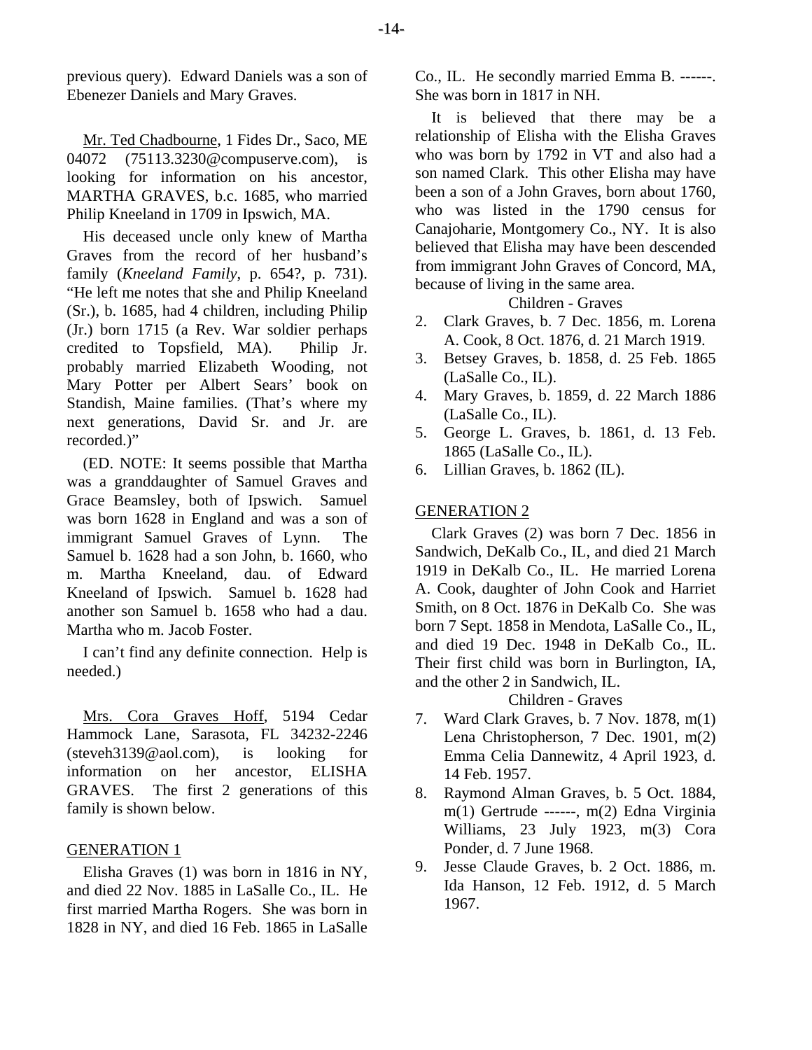previous query). Edward Daniels was a son of Ebenezer Daniels and Mary Graves.

Mr. Ted Chadbourne, 1 Fides Dr., Saco, ME 04072 (75113.3230@compuserve.com), is looking for information on his ancestor, MARTHA GRAVES, b.c. 1685, who married Philip Kneeland in 1709 in Ipswich, MA.

His deceased uncle only knew of Martha Graves from the record of her husband's family (*Kneeland Family*, p. 654?, p. 731). "He left me notes that she and Philip Kneeland (Sr.), b. 1685, had 4 children, including Philip (Jr.) born 1715 (a Rev. War soldier perhaps credited to Topsfield, MA). Philip Jr. probably married Elizabeth Wooding, not Mary Potter per Albert Sears' book on Standish, Maine families. (That's where my next generations, David Sr. and Jr. are recorded.)"

(ED. NOTE: It seems possible that Martha was a granddaughter of Samuel Graves and Grace Beamsley, both of Ipswich. Samuel was born 1628 in England and was a son of immigrant Samuel Graves of Lynn. The Samuel b. 1628 had a son John, b. 1660, who m. Martha Kneeland, dau. of Edward Kneeland of Ipswich. Samuel b. 1628 had another son Samuel b. 1658 who had a dau. Martha who m. Jacob Foster.

I can't find any definite connection. Help is needed.)

Mrs. Cora Graves Hoff, 5194 Cedar Hammock Lane, Sarasota, FL 34232-2246 (steveh3139@aol.com), is looking for information on her ancestor, ELISHA GRAVES. The first 2 generations of this family is shown below.

GENERATION 1

Elisha Graves (1) was born in 1816 in NY, and died 22 Nov. 1885 in LaSalle Co., IL. He first married Martha Rogers. She was born in 1828 in NY, and died 16 Feb. 1865 in LaSalle Co., IL. He secondly married Emma B. ------. She was born in 1817 in NH.

It is believed that there may be a relationship of Elisha with the Elisha Graves who was born by 1792 in VT and also had a son named Clark. This other Elisha may have been a son of a John Graves, born about 1760, who was listed in the 1790 census for Canajoharie, Montgomery Co., NY. It is also believed that Elisha may have been descended from immigrant John Graves of Concord, MA, because of living in the same area.

Children - Graves

2. Clark Graves, b. 7 Dec. 1856, m. Lorena A. Cook, 8 Oct. 1876, d. 21 March 1919.
3. Betsey Graves, b. 1858, d. 25 Feb. 1865 (LaSalle Co., IL).
4. Mary Graves, b. 1859, d. 22 March 1886 (LaSalle Co., IL).
5. George L. Graves, b. 1861, d. 13 Feb. 1865 (LaSalle Co., IL).
6. Lillian Graves, b. 1862 (IL).

GENERATION 2

Clark Graves (2) was born 7 Dec. 1856 in Sandwich, DeKalb Co., IL, and died 21 March 1919 in DeKalb Co., IL. He married Lorena A. Cook, daughter of John Cook and Harriet Smith, on 8 Oct. 1876 in DeKalb Co. She was born 7 Sept. 1858 in Mendota, LaSalle Co., IL, and died 19 Dec. 1948 in DeKalb Co., IL. Their first child was born in Burlington, IA, and the other 2 in Sandwich, IL.

Children - Graves

7. Ward Clark Graves, b. 7 Nov. 1878, m(1) Lena Christopherson, 7 Dec. 1901, m(2) Emma Celia Dannewitz, 4 April 1923, d. 14 Feb. 1957.
8. Raymond Alman Graves, b. 5 Oct. 1884, m(1) Gertrude ------, m(2) Edna Virginia Williams, 23 July 1923, m(3) Cora Ponder, d. 7 June 1968.
9. Jesse Claude Graves, b. 2 Oct. 1886, m. Ida Hanson, 12 Feb. 1912, d. 5 March 1967.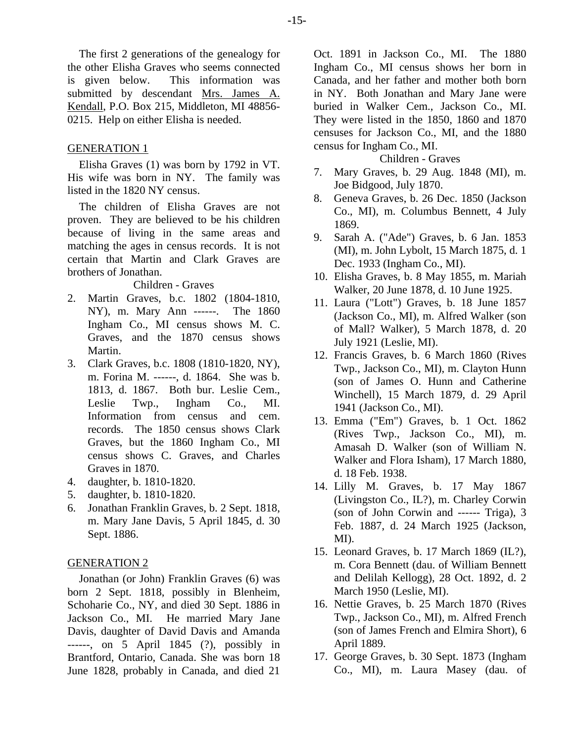The first 2 generations of the genealogy for the other Elisha Graves who seems connected is given below. This information was submitted by descendant Mrs. James A. Kendall, P.O. Box 215, Middleton, MI 48856-0215. Help on either Elisha is needed.

## GENERATION 1

Elisha Graves (1) was born by 1792 in VT. His wife was born in NY. The family was listed in the 1820 NY census.

The children of Elisha Graves are not proven. They are believed to be his children because of living in the same areas and matching the ages in census records. It is not certain that Martin and Clark Graves are brothers of Jonathan.

Children - Graves

2. Martin Graves, b.c. 1802 (1804-1810, NY), m. Mary Ann ------. The 1860 Ingham Co., MI census shows M. C. Graves, and the 1870 census shows Martin.
3. Clark Graves, b.c. 1808 (1810-1820, NY), m. Forina M. ------, d. 1864. She was b. 1813, d. 1867. Both bur. Leslie Cem., Leslie Twp., Ingham Co., MI. Information from census and cem. records. The 1850 census shows Clark Graves, but the 1860 Ingham Co., MI census shows C. Graves, and Charles Graves in 1870.
4. daughter, b. 1810-1820.
5. daughter, b. 1810-1820.
6. Jonathan Franklin Graves, b. 2 Sept. 1818, m. Mary Jane Davis, 5 April 1845, d. 30 Sept. 1886.

## GENERATION 2

Jonathan (or John) Franklin Graves (6) was born 2 Sept. 1818, possibly in Blenheim, Schoharie Co., NY, and died 30 Sept. 1886 in Jackson Co., MI. He married Mary Jane Davis, daughter of David Davis and Amanda ------, on 5 April 1845 (?), possibly in Brantford, Ontario, Canada. She was born 18 June 1828, probably in Canada, and died 21 Oct. 1891 in Jackson Co., MI. The 1880 Ingham Co., MI census shows her born in Canada, and her father and mother both born in NY. Both Jonathan and Mary Jane were buried in Walker Cem., Jackson Co., MI. They were listed in the 1850, 1860 and 1870 censuses for Jackson Co., MI, and the 1880 census for Ingham Co., MI.

Children - Graves

7. Mary Graves, b. 29 Aug. 1848 (MI), m. Joe Bidgood, July 1870.
8. Geneva Graves, b. 26 Dec. 1850 (Jackson Co., MI), m. Columbus Bennett, 4 July 1869.
9. Sarah A. ("Ade") Graves, b. 6 Jan. 1853 (MI), m. John Lybolt, 15 March 1875, d. 1 Dec. 1933 (Ingham Co., MI).
10. Elisha Graves, b. 8 May 1855, m. Mariah Walker, 20 June 1878, d. 10 June 1925.
11. Laura ("Lott") Graves, b. 18 June 1857 (Jackson Co., MI), m. Alfred Walker (son of Mall? Walker), 5 March 1878, d. 20 July 1921 (Leslie, MI).
12. Francis Graves, b. 6 March 1860 (Rives Twp., Jackson Co., MI), m. Clayton Hunn (son of James O. Hunn and Catherine Winchell), 15 March 1879, d. 29 April 1941 (Jackson Co., MI).
13. Emma ("Em") Graves, b. 1 Oct. 1862 (Rives Twp., Jackson Co., MI), m. Amasah D. Walker (son of William N. Walker and Flora Isham), 17 March 1880, d. 18 Feb. 1938.
14. Lilly M. Graves, b. 17 May 1867 (Livingston Co., IL?), m. Charley Corwin (son of John Corwin and ------ Triga), 3 Feb. 1887, d. 24 March 1925 (Jackson, MI).
15. Leonard Graves, b. 17 March 1869 (IL?), m. Cora Bennett (dau. of William Bennett and Delilah Kellogg), 28 Oct. 1892, d. 2 March 1950 (Leslie, MI).
16. Nettie Graves, b. 25 March 1870 (Rives Twp., Jackson Co., MI), m. Alfred French (son of James French and Elmira Short), 6 April 1889.
17. George Graves, b. 30 Sept. 1873 (Ingham Co., MI), m. Laura Masey (dau. of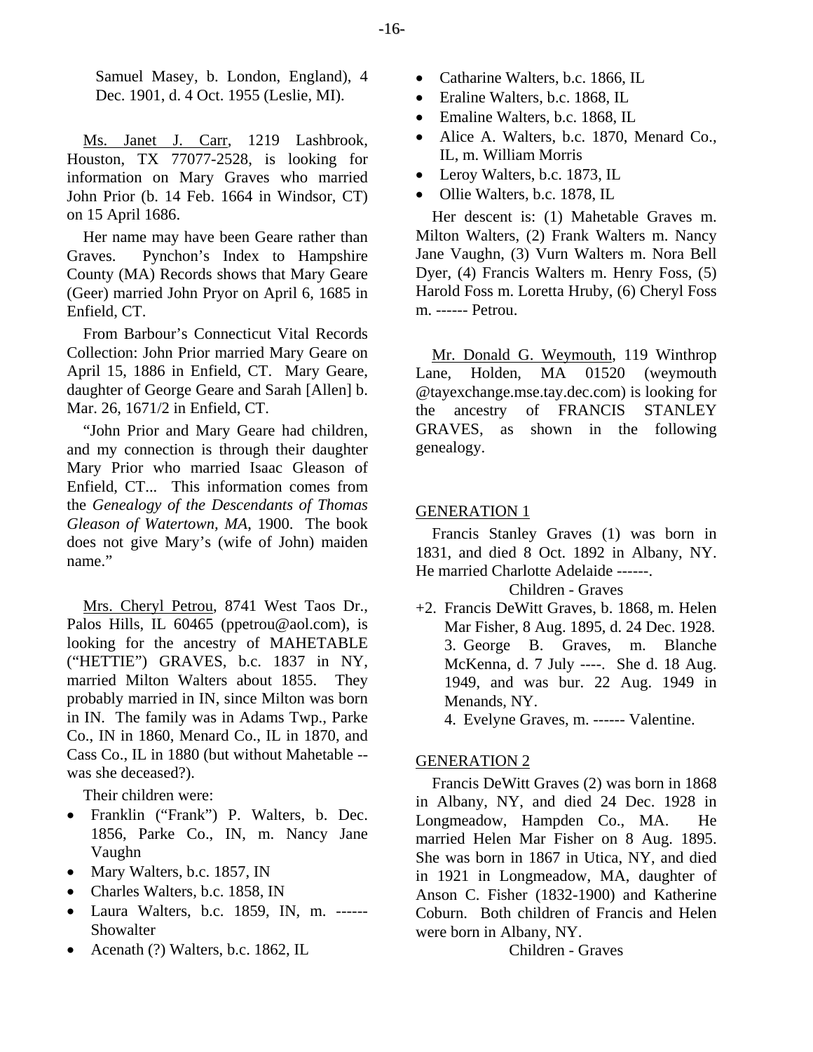Samuel Masey, b. London, England), 4 Dec. 1901, d. 4 Oct. 1955 (Leslie, MI).

Ms. Janet J. Carr, 1219 Lashbrook, Houston, TX 77077-2528, is looking for information on Mary Graves who married John Prior (b. 14 Feb. 1664 in Windsor, CT) on 15 April 1686.

Her name may have been Geare rather than Graves. Pynchon's Index to Hampshire County (MA) Records shows that Mary Geare (Geer) married John Pryor on April 6, 1685 in Enfield, CT.

From Barbour's Connecticut Vital Records Collection: John Prior married Mary Geare on April 15, 1886 in Enfield, CT. Mary Geare, daughter of George Geare and Sarah [Allen] b. Mar. 26, 1671/2 in Enfield, CT.

"John Prior and Mary Geare had children, and my connection is through their daughter Mary Prior who married Isaac Gleason of Enfield, CT... This information comes from the *Genealogy of the Descendants of Thomas Gleason of Watertown, MA*, 1900. The book does not give Mary's (wife of John) maiden name."

Mrs. Cheryl Petrou, 8741 West Taos Dr., Palos Hills, IL 60465 (ppetrou@aol.com), is looking for the ancestry of MAHETABLE ("HETTIE") GRAVES, b.c. 1837 in NY, married Milton Walters about 1855. They probably married in IN, since Milton was born in IN. The family was in Adams Twp., Parke Co., IN in 1860, Menard Co., IL in 1870, and Cass Co., IL in 1880 (but without Mahetable -- was she deceased?).

Their children were:

- Franklin ("Frank") P. Walters, b. Dec. 1856, Parke Co., IN, m. Nancy Jane Vaughn
- Mary Walters, b.c. 1857, IN
- Charles Walters, b.c. 1858, IN
- Laura Walters, b.c. 1859, IN, m. ------ Showalter
- Acenath (?) Walters, b.c. 1862, IL
- Catharine Walters, b.c. 1866, IL
- Eraline Walters, b.c. 1868, IL
- Emaline Walters, b.c. 1868, IL
- Alice A. Walters, b.c. 1870, Menard Co., IL, m. William Morris
- Leroy Walters, b.c. 1873, IL
- Ollie Walters, b.c. 1878, IL

Her descent is: (1) Mahetable Graves m. Milton Walters, (2) Frank Walters m. Nancy Jane Vaughn, (3) Vurn Walters m. Nora Bell Dyer, (4) Francis Walters m. Henry Foss, (5) Harold Foss m. Loretta Hruby, (6) Cheryl Foss m. ------ Petrou.

Mr. Donald G. Weymouth, 119 Winthrop Lane, Holden, MA 01520 (weymouth @tayexchange.mse.tay.dec.com) is looking for the ancestry of FRANCIS STANLEY GRAVES, as shown in the following genealogy.

GENERATION 1

Francis Stanley Graves (1) was born in 1831, and died 8 Oct. 1892 in Albany, NY. He married Charlotte Adelaide ------.

Children - Graves

+2. Francis DeWitt Graves, b. 1868, m. Helen Mar Fisher, 8 Aug. 1895, d. 24 Dec. 1928.
3. George B. Graves, m. Blanche McKenna, d. 7 July ----. She d. 18 Aug. 1949, and was bur. 22 Aug. 1949 in Menands, NY.
4. Evelyne Graves, m. ------ Valentine.

GENERATION 2

Francis DeWitt Graves (2) was born in 1868 in Albany, NY, and died 24 Dec. 1928 in Longmeadow, Hampden Co., MA. He married Helen Mar Fisher on 8 Aug. 1895. She was born in 1867 in Utica, NY, and died in 1921 in Longmeadow, MA, daughter of Anson C. Fisher (1832-1900) and Katherine Coburn. Both children of Francis and Helen were born in Albany, NY.

Children - Graves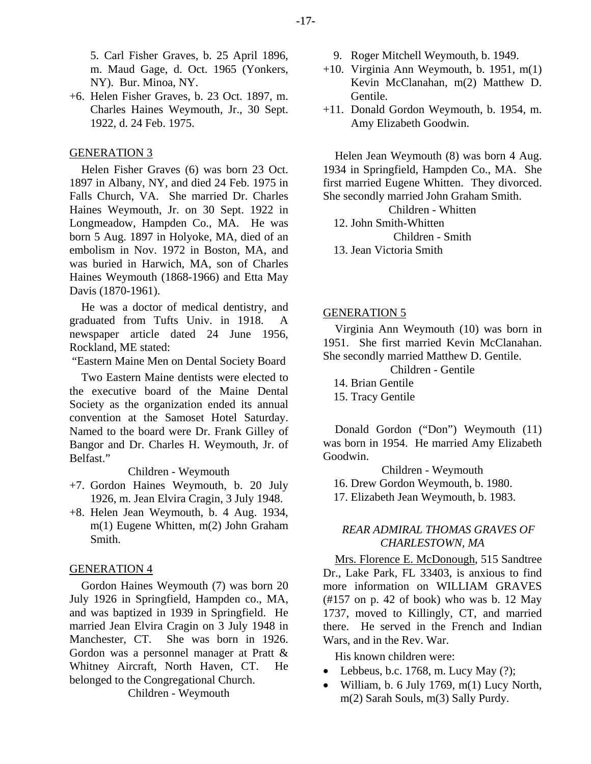5. Carl Fisher Graves, b. 25 April 1896, m. Maud Gage, d. Oct. 1965 (Yonkers, NY). Bur. Minoa, NY.

+6. Helen Fisher Graves, b. 23 Oct. 1897, m. Charles Haines Weymouth, Jr., 30 Sept. 1922, d. 24 Feb. 1975.

## GENERATION 3

Helen Fisher Graves (6) was born 23 Oct. 1897 in Albany, NY, and died 24 Feb. 1975 in Falls Church, VA. She married Dr. Charles Haines Weymouth, Jr. on 30 Sept. 1922 in Longmeadow, Hampden Co., MA. He was born 5 Aug. 1897 in Holyoke, MA, died of an embolism in Nov. 1972 in Boston, MA, and was buried in Harwich, MA, son of Charles Haines Weymouth (1868-1966) and Etta May Davis (1870-1961).

He was a doctor of medical dentistry, and graduated from Tufts Univ. in 1918. A newspaper article dated 24 June 1956, Rockland, ME stated:

"Eastern Maine Men on Dental Society Board

Two Eastern Maine dentists were elected to the executive board of the Maine Dental Society as the organization ended its annual convention at the Samoset Hotel Saturday. Named to the board were Dr. Frank Gilley of Bangor and Dr. Charles H. Weymouth, Jr. of Belfast."

Children - Weymouth

+7. Gordon Haines Weymouth, b. 20 July 1926, m. Jean Elvira Cragin, 3 July 1948.

+8. Helen Jean Weymouth, b. 4 Aug. 1934, m(1) Eugene Whitten, m(2) John Graham Smith.

## GENERATION 4

Gordon Haines Weymouth (7) was born 20 July 1926 in Springfield, Hampden co., MA, and was baptized in 1939 in Springfield. He married Jean Elvira Cragin on 3 July 1948 in Manchester, CT. She was born in 1926. Gordon was a personnel manager at Pratt & Whitney Aircraft, North Haven, CT. He belonged to the Congregational Church.

Children - Weymouth

9. Roger Mitchell Weymouth, b. 1949.

+10. Virginia Ann Weymouth, b. 1951, m(1) Kevin McClanahan, m(2) Matthew D. Gentile.

+11. Donald Gordon Weymouth, b. 1954, m. Amy Elizabeth Goodwin.

Helen Jean Weymouth (8) was born 4 Aug. 1934 in Springfield, Hampden Co., MA. She first married Eugene Whitten. They divorced. She secondly married John Graham Smith.

Children - Whitten

12. John Smith-Whitten

Children - Smith

13. Jean Victoria Smith

## GENERATION 5

Virginia Ann Weymouth (10) was born in 1951. She first married Kevin McClanahan. She secondly married Matthew D. Gentile.

Children - Gentile

14. Brian Gentile

15. Tracy Gentile

Donald Gordon ("Don") Weymouth (11) was born in 1954. He married Amy Elizabeth Goodwin.

Children - Weymouth

16. Drew Gordon Weymouth, b. 1980.

17. Elizabeth Jean Weymouth, b. 1983.

### *REAR ADMIRAL THOMAS GRAVES OF CHARLESTOWN, MA*

Mrs. Florence E. McDonough, 515 Sandtree Dr., Lake Park, FL 33403, is anxious to find more information on WILLIAM GRAVES (#157 on p. 42 of book) who was b. 12 May 1737, moved to Killingly, CT, and married there. He served in the French and Indian Wars, and in the Rev. War.

His known children were:

- Lebbeus, b.c. 1768, m. Lucy May (?);
- William, b. 6 July 1769, m(1) Lucy North, m(2) Sarah Souls, m(3) Sally Purdy.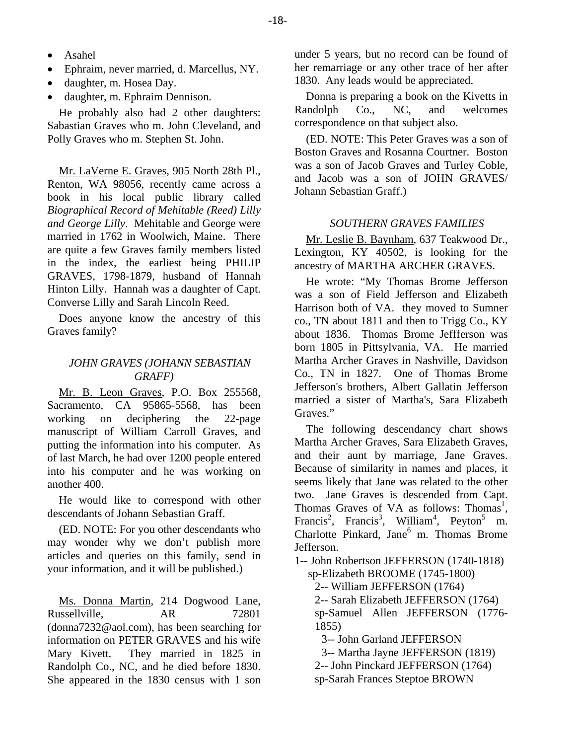- Asahel
- Ephraim, never married, d. Marcellus, NY.
- daughter, m. Hosea Day.
- daughter, m. Ephraim Dennison.

He probably also had 2 other daughters: Sabastian Graves who m. John Cleveland, and Polly Graves who m. Stephen St. John.

Mr. LaVerne E. Graves, 905 North 28th Pl., Renton, WA 98056, recently came across a book in his local public library called *Biographical Record of Mehitable (Reed) Lilly and George Lilly*. Mehitable and George were married in 1762 in Woolwich, Maine. There are quite a few Graves family members listed in the index, the earliest being PHILIP GRAVES, 1798-1879, husband of Hannah Hinton Lilly. Hannah was a daughter of Capt. Converse Lilly and Sarah Lincoln Reed.

Does anyone know the ancestry of this Graves family?

### *JOHN GRAVES (JOHANN SEBASTIAN GRAFF)*

Mr. B. Leon Graves, P.O. Box 255568, Sacramento, CA 95865-5568, has been working on deciphering the 22-page manuscript of William Carroll Graves, and putting the information into his computer. As of last March, he had over 1200 people entered into his computer and he was working on another 400.

He would like to correspond with other descendants of Johann Sebastian Graff.

(ED. NOTE: For you other descendants who may wonder why we don't publish more articles and queries on this family, send in your information, and it will be published.)

Ms. Donna Martin, 214 Dogwood Lane, Russellville, AR 72801 (donna7232@aol.com), has been searching for information on PETER GRAVES and his wife Mary Kivett. They married in 1825 in Randolph Co., NC, and he died before 1830. She appeared in the 1830 census with 1 son under 5 years, but no record can be found of her remarriage or any other trace of her after 1830. Any leads would be appreciated.

Donna is preparing a book on the Kivetts in Randolph Co., NC, and welcomes correspondence on that subject also.

(ED. NOTE: This Peter Graves was a son of Boston Graves and Rosanna Courtner. Boston was a son of Jacob Graves and Turley Coble, and Jacob was a son of JOHN GRAVES/ Johann Sebastian Graff.)

### *SOUTHERN GRAVES FAMILIES*

Mr. Leslie B. Baynham, 637 Teakwood Dr., Lexington, KY 40502, is looking for the ancestry of MARTHA ARCHER GRAVES.

He wrote: "My Thomas Brome Jefferson was a son of Field Jefferson and Elizabeth Harrison both of VA. they moved to Sumner co., TN about 1811 and then to Trigg Co., KY about 1836. Thomas Brome Jeffferson was born 1805 in Pittsylvania, VA. He married Martha Archer Graves in Nashville, Davidson Co., TN in 1827. One of Thomas Brome Jefferson's brothers, Albert Gallatin Jefferson married a sister of Martha's, Sara Elizabeth Graves."

The following descendancy chart shows Martha Archer Graves, Sara Elizabeth Graves, and their aunt by marriage, Jane Graves. Because of similarity in names and places, it seems likely that Jane was related to the other two. Jane Graves is descended from Capt. Thomas Graves of VA as follows: Thomas[1], Francis[2], Francis[3], William[4], Peyton[5] m. Charlotte Pinkard, Jane[6] m. Thomas Brome Jefferson.

1-- John Robertson JEFFERSON (1740-1818)
 sp-Elizabeth BROOME (1745-1800)
  2-- William JEFFERSON (1764)
  2-- Sarah Elizabeth JEFFERSON (1764)
  sp-Samuel Allen JEFFERSON (1776-1855)
   3-- John Garland JEFFERSON
   3-- Martha Jayne JEFFERSON (1819)
  2-- John Pinckard JEFFERSON (1764)
  sp-Sarah Frances Steptoe BROWN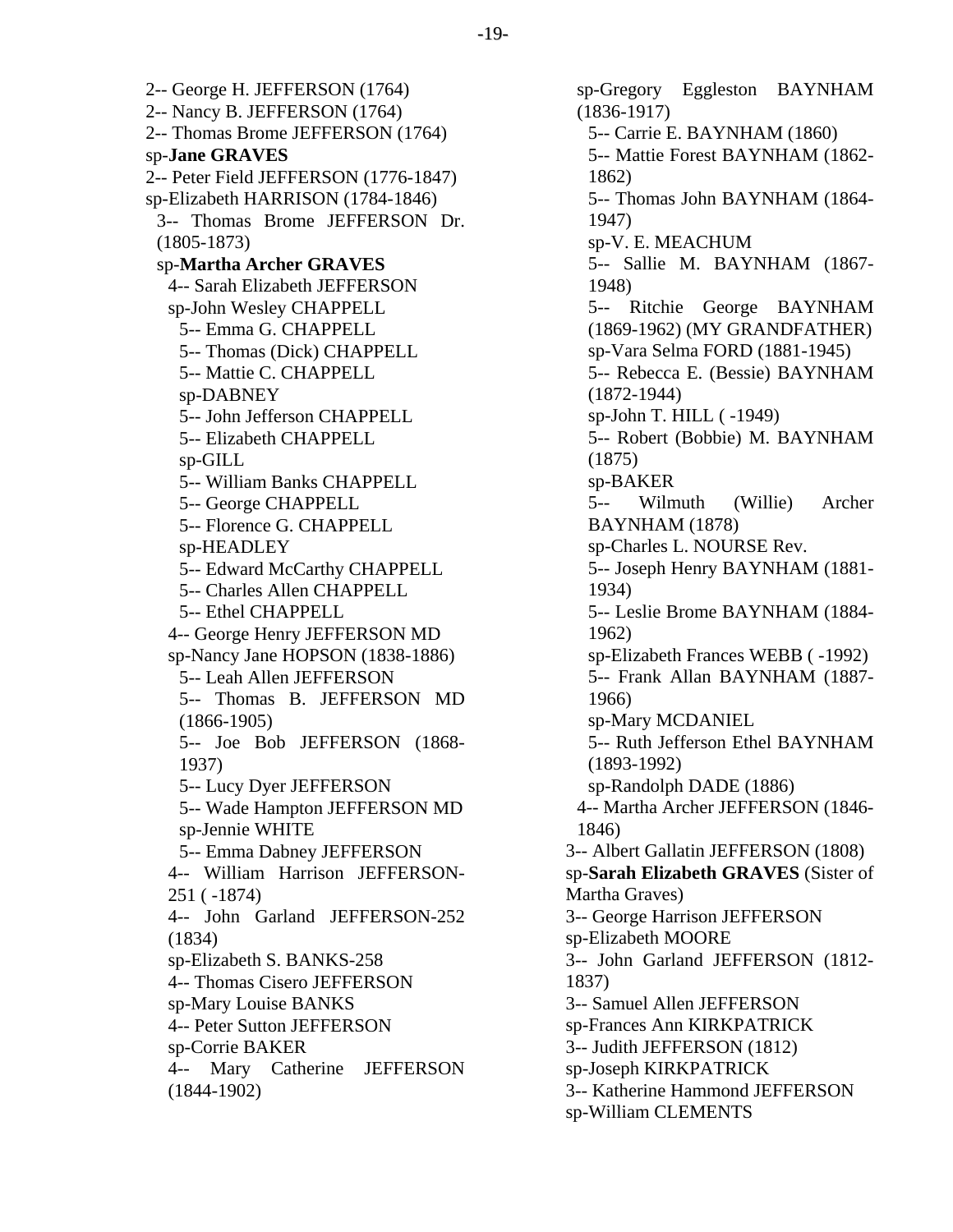2-- George H. JEFFERSON (1764)
2-- Nancy B. JEFFERSON (1764)
2-- Thomas Brome JEFFERSON (1764)
sp-**Jane GRAVES**
2-- Peter Field JEFFERSON (1776-1847)
sp-Elizabeth HARRISON (1784-1846)
3-- Thomas Brome JEFFERSON Dr. (1805-1873)
sp-**Martha Archer GRAVES**
4-- Sarah Elizabeth JEFFERSON
sp-John Wesley CHAPPELL
5-- Emma G. CHAPPELL
5-- Thomas (Dick) CHAPPELL
5-- Mattie C. CHAPPELL
sp-DABNEY
5-- John Jefferson CHAPPELL
5-- Elizabeth CHAPPELL
sp-GILL
5-- William Banks CHAPPELL
5-- George CHAPPELL
5-- Florence G. CHAPPELL
sp-HEADLEY
5-- Edward McCarthy CHAPPELL
5-- Charles Allen CHAPPELL
5-- Ethel CHAPPELL
4-- George Henry JEFFERSON MD
sp-Nancy Jane HOPSON (1838-1886)
5-- Leah Allen JEFFERSON
5-- Thomas B. JEFFERSON MD (1866-1905)
5-- Joe Bob JEFFERSON (1868-1937)
5-- Lucy Dyer JEFFERSON
5-- Wade Hampton JEFFERSON MD
sp-Jennie WHITE
5-- Emma Dabney JEFFERSON
4-- William Harrison JEFFERSON-251 ( -1874)
4-- John Garland JEFFERSON-252 (1834)
sp-Elizabeth S. BANKS-258
4-- Thomas Cisero JEFFERSON
sp-Mary Louise BANKS
4-- Peter Sutton JEFFERSON
sp-Corrie BAKER
4-- Mary Catherine JEFFERSON (1844-1902)
sp-Gregory Eggleston BAYNHAM (1836-1917)
5-- Carrie E. BAYNHAM (1860)
5-- Mattie Forest BAYNHAM (1862-1862)
5-- Thomas John BAYNHAM (1864-1947)
sp-V. E. MEACHUM
5-- Sallie M. BAYNHAM (1867-1948)
5-- Ritchie George BAYNHAM (1869-1962) (MY GRANDFATHER)
sp-Vara Selma FORD (1881-1945)
5-- Rebecca E. (Bessie) BAYNHAM (1872-1944)
sp-John T. HILL ( -1949)
5-- Robert (Bobbie) M. BAYNHAM (1875)
sp-BAKER
5-- Wilmuth (Willie) Archer BAYNHAM (1878)
sp-Charles L. NOURSE Rev.
5-- Joseph Henry BAYNHAM (1881-1934)
5-- Leslie Brome BAYNHAM (1884-1962)
sp-Elizabeth Frances WEBB ( -1992)
5-- Frank Allan BAYNHAM (1887-1966)
sp-Mary MCDANIEL
5-- Ruth Jefferson Ethel BAYNHAM (1893-1992)
sp-Randolph DADE (1886)
4-- Martha Archer JEFFERSON (1846-1846)
3-- Albert Gallatin JEFFERSON (1808)
sp-**Sarah Elizabeth GRAVES** (Sister of Martha Graves)
3-- George Harrison JEFFERSON
sp-Elizabeth MOORE
3-- John Garland JEFFERSON (1812-1837)
3-- Samuel Allen JEFFERSON
sp-Frances Ann KIRKPATRICK
3-- Judith JEFFERSON (1812)
sp-Joseph KIRKPATRICK
3-- Katherine Hammond JEFFERSON
sp-William CLEMENTS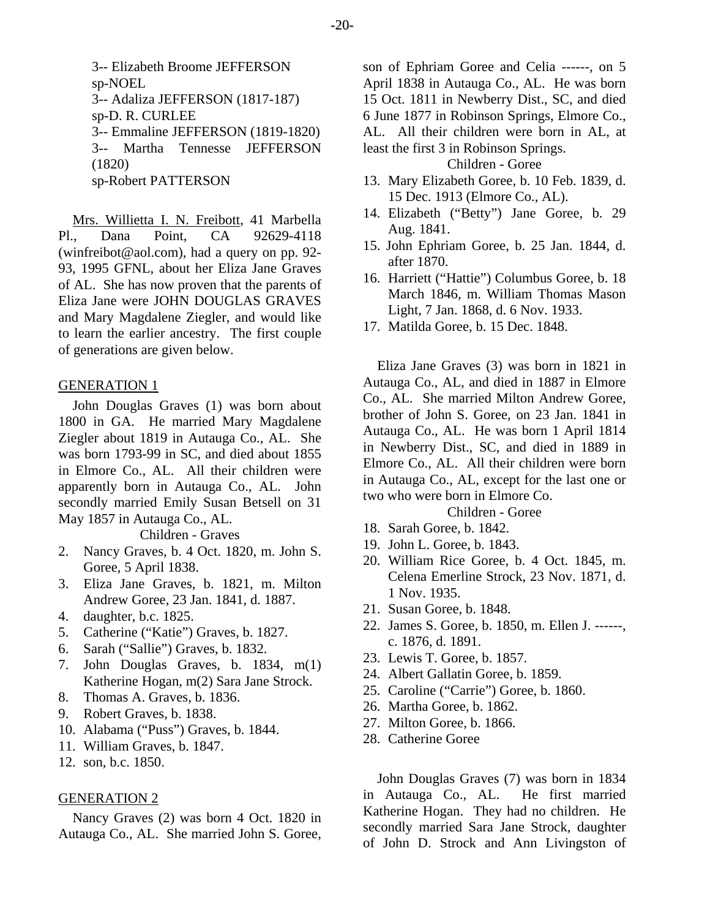3-- Elizabeth Broome JEFFERSON
sp-NOEL
3-- Adaliza JEFFERSON (1817-187)
sp-D. R. CURLEE
3-- Emmaline JEFFERSON (1819-1820)
3-- Martha Tennesse JEFFERSON (1820)
sp-Robert PATTERSON

Mrs. Willietta I. N. Freibott, 41 Marbella Pl., Dana Point, CA 92629-4118 (winfreibot@aol.com), had a query on pp. 92-93, 1995 GFNL, about her Eliza Jane Graves of AL. She has now proven that the parents of Eliza Jane were JOHN DOUGLAS GRAVES and Mary Magdalene Ziegler, and would like to learn the earlier ancestry. The first couple of generations are given below.

## GENERATION 1

John Douglas Graves (1) was born about 1800 in GA. He married Mary Magdalene Ziegler about 1819 in Autauga Co., AL. She was born 1793-99 in SC, and died about 1855 in Elmore Co., AL. All their children were apparently born in Autauga Co., AL. John secondly married Emily Susan Betsell on 31 May 1857 in Autauga Co., AL.

Children - Graves

2. Nancy Graves, b. 4 Oct. 1820, m. John S. Goree, 5 April 1838.
3. Eliza Jane Graves, b. 1821, m. Milton Andrew Goree, 23 Jan. 1841, d. 1887.
4. daughter, b.c. 1825.
5. Catherine ("Katie") Graves, b. 1827.
6. Sarah ("Sallie") Graves, b. 1832.
7. John Douglas Graves, b. 1834, m(1) Katherine Hogan, m(2) Sara Jane Strock.
8. Thomas A. Graves, b. 1836.
9. Robert Graves, b. 1838.
10. Alabama ("Puss") Graves, b. 1844.
11. William Graves, b. 1847.
12. son, b.c. 1850.

## GENERATION 2

Nancy Graves (2) was born 4 Oct. 1820 in Autauga Co., AL. She married John S. Goree, son of Ephriam Goree and Celia ------, on 5 April 1838 in Autauga Co., AL. He was born 15 Oct. 1811 in Newberry Dist., SC, and died 6 June 1877 in Robinson Springs, Elmore Co., AL. All their children were born in AL, at least the first 3 in Robinson Springs.

Children - Goree

13. Mary Elizabeth Goree, b. 10 Feb. 1839, d. 15 Dec. 1913 (Elmore Co., AL).
14. Elizabeth ("Betty") Jane Goree, b. 29 Aug. 1841.
15. John Ephriam Goree, b. 25 Jan. 1844, d. after 1870.
16. Harriett ("Hattie") Columbus Goree, b. 18 March 1846, m. William Thomas Mason Light, 7 Jan. 1868, d. 6 Nov. 1933.
17. Matilda Goree, b. 15 Dec. 1848.

Eliza Jane Graves (3) was born in 1821 in Autauga Co., AL, and died in 1887 in Elmore Co., AL. She married Milton Andrew Goree, brother of John S. Goree, on 23 Jan. 1841 in Autauga Co., AL. He was born 1 April 1814 in Newberry Dist., SC, and died in 1889 in Elmore Co., AL. All their children were born in Autauga Co., AL, except for the last one or two who were born in Elmore Co.

Children - Goree

18. Sarah Goree, b. 1842.
19. John L. Goree, b. 1843.
20. William Rice Goree, b. 4 Oct. 1845, m. Celena Emerline Strock, 23 Nov. 1871, d. 1 Nov. 1935.
21. Susan Goree, b. 1848.
22. James S. Goree, b. 1850, m. Ellen J. ------, c. 1876, d. 1891.
23. Lewis T. Goree, b. 1857.
24. Albert Gallatin Goree, b. 1859.
25. Caroline ("Carrie") Goree, b. 1860.
26. Martha Goree, b. 1862.
27. Milton Goree, b. 1866.
28. Catherine Goree

John Douglas Graves (7) was born in 1834 in Autauga Co., AL. He first married Katherine Hogan. They had no children. He secondly married Sara Jane Strock, daughter of John D. Strock and Ann Livingston of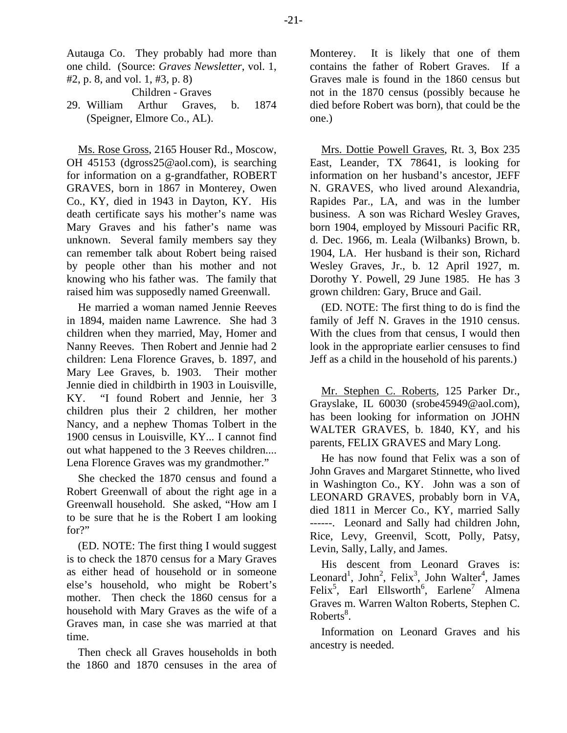Autauga Co. They probably had more than one child. (Source: *Graves Newsletter*, vol. 1, #2, p. 8, and vol. 1, #3, p. 8)

Children - Graves

29. William Arthur Graves, b. 1874 (Speigner, Elmore Co., AL).

Ms. Rose Gross, 2165 Houser Rd., Moscow, OH 45153 (dgross25@aol.com), is searching for information on a g-grandfather, ROBERT GRAVES, born in 1867 in Monterey, Owen Co., KY, died in 1943 in Dayton, KY. His death certificate says his mother's name was Mary Graves and his father's name was unknown. Several family members say they can remember talk about Robert being raised by people other than his mother and not knowing who his father was. The family that raised him was supposedly named Greenwall.

He married a woman named Jennie Reeves in 1894, maiden name Lawrence. She had 3 children when they married, May, Homer and Nanny Reeves. Then Robert and Jennie had 2 children: Lena Florence Graves, b. 1897, and Mary Lee Graves, b. 1903. Their mother Jennie died in childbirth in 1903 in Louisville, KY. "I found Robert and Jennie, her 3 children plus their 2 children, her mother Nancy, and a nephew Thomas Tolbert in the 1900 census in Louisville, KY... I cannot find out what happened to the 3 Reeves children.... Lena Florence Graves was my grandmother."

She checked the 1870 census and found a Robert Greenwall of about the right age in a Greenwall household. She asked, "How am I to be sure that he is the Robert I am looking for?"

(ED. NOTE: The first thing I would suggest is to check the 1870 census for a Mary Graves as either head of household or in someone else's household, who might be Robert's mother. Then check the 1860 census for a household with Mary Graves as the wife of a Graves man, in case she was married at that time.

Then check all Graves households in both the 1860 and 1870 censuses in the area of Monterey. It is likely that one of them contains the father of Robert Graves. If a Graves male is found in the 1860 census but not in the 1870 census (possibly because he died before Robert was born), that could be the one.)

Mrs. Dottie Powell Graves, Rt. 3, Box 235 East, Leander, TX 78641, is looking for information on her husband's ancestor, JEFF N. GRAVES, who lived around Alexandria, Rapides Par., LA, and was in the lumber business. A son was Richard Wesley Graves, born 1904, employed by Missouri Pacific RR, d. Dec. 1966, m. Leala (Wilbanks) Brown, b. 1904, LA. Her husband is their son, Richard Wesley Graves, Jr., b. 12 April 1927, m. Dorothy Y. Powell, 29 June 1985. He has 3 grown children: Gary, Bruce and Gail.

(ED. NOTE: The first thing to do is find the family of Jeff N. Graves in the 1910 census. With the clues from that census, I would then look in the appropriate earlier censuses to find Jeff as a child in the household of his parents.)

Mr. Stephen C. Roberts, 125 Parker Dr., Grayslake, IL 60030 (srobe45949@aol.com), has been looking for information on JOHN WALTER GRAVES, b. 1840, KY, and his parents, FELIX GRAVES and Mary Long.

He has now found that Felix was a son of John Graves and Margaret Stinnette, who lived in Washington Co., KY. John was a son of LEONARD GRAVES, probably born in VA, died 1811 in Mercer Co., KY, married Sally ------. Leonard and Sally had children John, Rice, Levy, Greenvil, Scott, Polly, Patsy, Levin, Sally, Lally, and James.

His descent from Leonard Graves is: Leonard[1], John[2], Felix[3], John Walter[4], James Felix[5], Earl Ellsworth[6], Earlene[7] Almena Graves m. Warren Walton Roberts, Stephen C. Roberts[8].

Information on Leonard Graves and his ancestry is needed.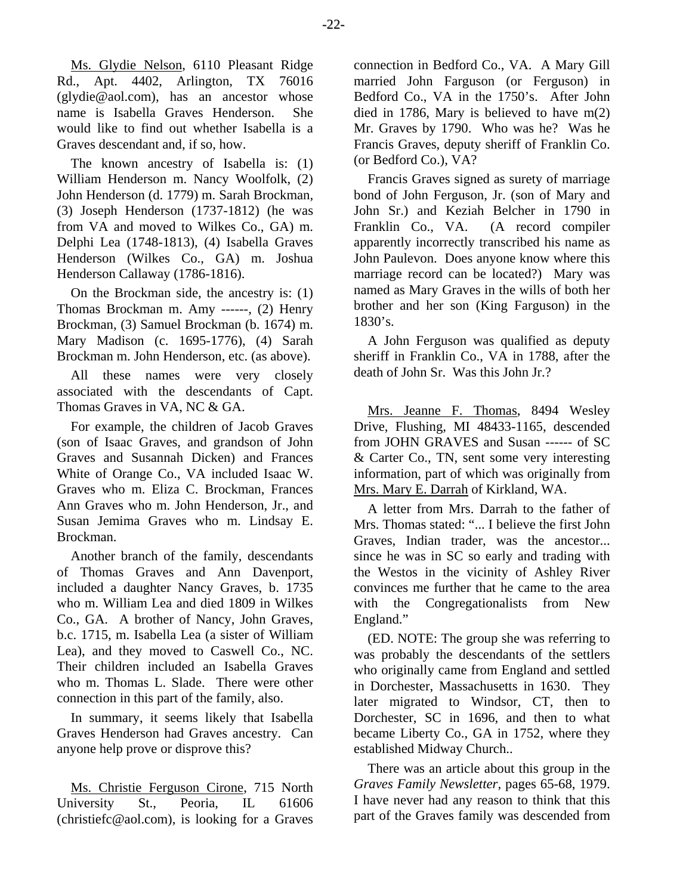Ms. Glydie Nelson, 6110 Pleasant Ridge Rd., Apt. 4402, Arlington, TX 76016 (glydie@aol.com), has an ancestor whose name is Isabella Graves Henderson. She would like to find out whether Isabella is a Graves descendant and, if so, how.

The known ancestry of Isabella is: (1) William Henderson m. Nancy Woolfolk, (2) John Henderson (d. 1779) m. Sarah Brockman, (3) Joseph Henderson (1737-1812) (he was from VA and moved to Wilkes Co., GA) m. Delphi Lea (1748-1813), (4) Isabella Graves Henderson (Wilkes Co., GA) m. Joshua Henderson Callaway (1786-1816).

On the Brockman side, the ancestry is: (1) Thomas Brockman m. Amy ------, (2) Henry Brockman, (3) Samuel Brockman (b. 1674) m. Mary Madison (c. 1695-1776), (4) Sarah Brockman m. John Henderson, etc. (as above).

All these names were very closely associated with the descendants of Capt. Thomas Graves in VA, NC & GA.

For example, the children of Jacob Graves (son of Isaac Graves, and grandson of John Graves and Susannah Dicken) and Frances White of Orange Co., VA included Isaac W. Graves who m. Eliza C. Brockman, Frances Ann Graves who m. John Henderson, Jr., and Susan Jemima Graves who m. Lindsay E. Brockman.

Another branch of the family, descendants of Thomas Graves and Ann Davenport, included a daughter Nancy Graves, b. 1735 who m. William Lea and died 1809 in Wilkes Co., GA. A brother of Nancy, John Graves, b.c. 1715, m. Isabella Lea (a sister of William Lea), and they moved to Caswell Co., NC. Their children included an Isabella Graves who m. Thomas L. Slade. There were other connection in this part of the family, also.

In summary, it seems likely that Isabella Graves Henderson had Graves ancestry. Can anyone help prove or disprove this?

Ms. Christie Ferguson Cirone, 715 North University St., Peoria, IL 61606 (christiefc@aol.com), is looking for a Graves connection in Bedford Co., VA. A Mary Gill married John Farguson (or Ferguson) in Bedford Co., VA in the 1750's. After John died in 1786, Mary is believed to have m(2) Mr. Graves by 1790. Who was he? Was he Francis Graves, deputy sheriff of Franklin Co. (or Bedford Co.), VA?

Francis Graves signed as surety of marriage bond of John Ferguson, Jr. (son of Mary and John Sr.) and Keziah Belcher in 1790 in Franklin Co., VA. (A record compiler apparently incorrectly transcribed his name as John Paulevon. Does anyone know where this marriage record can be located?) Mary was named as Mary Graves in the wills of both her brother and her son (King Farguson) in the 1830's.

A John Ferguson was qualified as deputy sheriff in Franklin Co., VA in 1788, after the death of John Sr. Was this John Jr.?

Mrs. Jeanne F. Thomas, 8494 Wesley Drive, Flushing, MI 48433-1165, descended from JOHN GRAVES and Susan ------ of SC & Carter Co., TN, sent some very interesting information, part of which was originally from Mrs. Mary E. Darrah of Kirkland, WA.

A letter from Mrs. Darrah to the father of Mrs. Thomas stated: "... I believe the first John Graves, Indian trader, was the ancestor... since he was in SC so early and trading with the Westos in the vicinity of Ashley River convinces me further that he came to the area with the Congregationalists from New England."

(ED. NOTE: The group she was referring to was probably the descendants of the settlers who originally came from England and settled in Dorchester, Massachusetts in 1630. They later migrated to Windsor, CT, then to Dorchester, SC in 1696, and then to what became Liberty Co., GA in 1752, where they established Midway Church..

There was an article about this group in the *Graves Family Newsletter*, pages 65-68, 1979. I have never had any reason to think that this part of the Graves family was descended from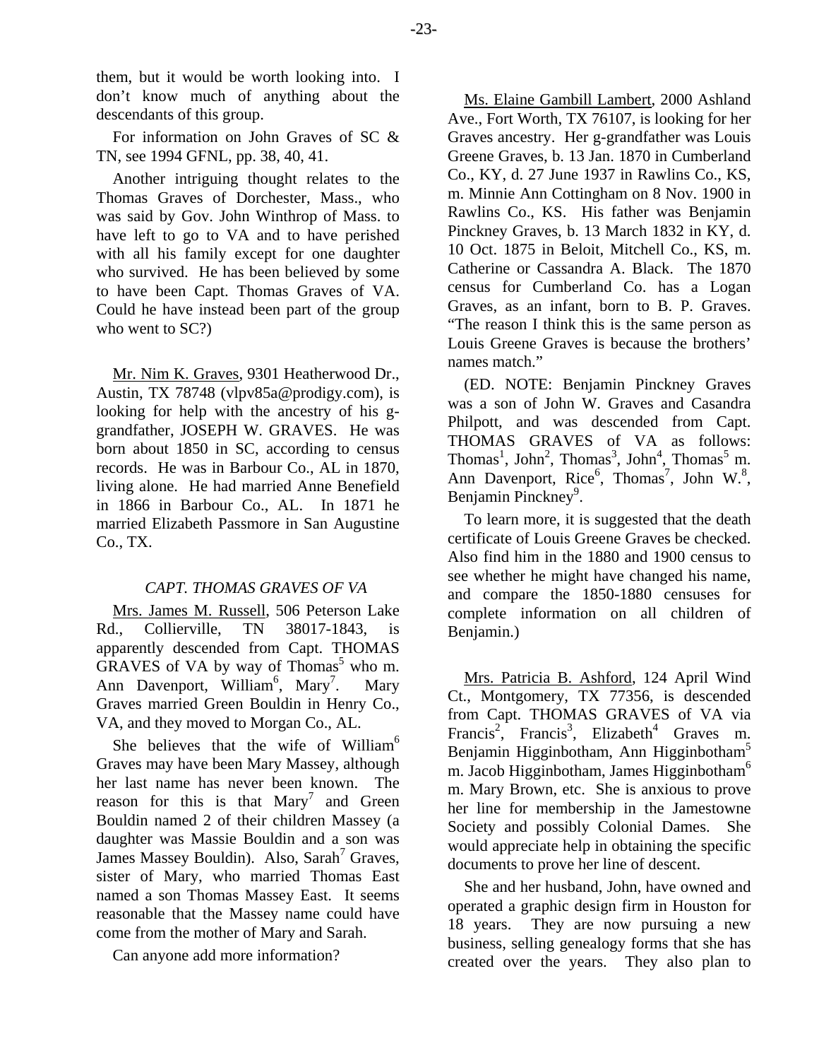them, but it would be worth looking into. I don't know much of anything about the descendants of this group.

For information on John Graves of SC & TN, see 1994 GFNL, pp. 38, 40, 41.

Another intriguing thought relates to the Thomas Graves of Dorchester, Mass., who was said by Gov. John Winthrop of Mass. to have left to go to VA and to have perished with all his family except for one daughter who survived. He has been believed by some to have been Capt. Thomas Graves of VA. Could he have instead been part of the group who went to SC?)

Mr. Nim K. Graves, 9301 Heatherwood Dr., Austin, TX 78748 (vlpv85a@prodigy.com), is looking for help with the ancestry of his g-grandfather, JOSEPH W. GRAVES. He was born about 1850 in SC, according to census records. He was in Barbour Co., AL in 1870, living alone. He had married Anne Benefield in 1866 in Barbour Co., AL. In 1871 he married Elizabeth Passmore in San Augustine Co., TX.

### *CAPT. THOMAS GRAVES OF VA*

Mrs. James M. Russell, 506 Peterson Lake Rd., Collierville, TN 38017-1843, is apparently descended from Capt. THOMAS GRAVES of VA by way of Thomas[5] who m. Ann Davenport, William[6], Mary[7]. Mary Graves married Green Bouldin in Henry Co., VA, and they moved to Morgan Co., AL.

She believes that the wife of William[6] Graves may have been Mary Massey, although her last name has never been known. The reason for this is that Mary[7] and Green Bouldin named 2 of their children Massey (a daughter was Massie Bouldin and a son was James Massey Bouldin). Also, Sarah[7] Graves, sister of Mary, who married Thomas East named a son Thomas Massey East. It seems reasonable that the Massey name could have come from the mother of Mary and Sarah.

Can anyone add more information?

Ms. Elaine Gambill Lambert, 2000 Ashland Ave., Fort Worth, TX 76107, is looking for her Graves ancestry. Her g-grandfather was Louis Greene Graves, b. 13 Jan. 1870 in Cumberland Co., KY, d. 27 June 1937 in Rawlins Co., KS, m. Minnie Ann Cottingham on 8 Nov. 1900 in Rawlins Co., KS. His father was Benjamin Pinckney Graves, b. 13 March 1832 in KY, d. 10 Oct. 1875 in Beloit, Mitchell Co., KS, m. Catherine or Cassandra A. Black. The 1870 census for Cumberland Co. has a Logan Graves, as an infant, born to B. P. Graves. "The reason I think this is the same person as Louis Greene Graves is because the brothers' names match."

(ED. NOTE: Benjamin Pinckney Graves was a son of John W. Graves and Casandra Philpott, and was descended from Capt. THOMAS GRAVES of VA as follows: Thomas[1], John[2], Thomas[3], John[4], Thomas[5] m. Ann Davenport, Rice[6], Thomas[7], John W.[8], Benjamin Pinckney[9].

To learn more, it is suggested that the death certificate of Louis Greene Graves be checked. Also find him in the 1880 and 1900 census to see whether he might have changed his name, and compare the 1850-1880 censuses for complete information on all children of Benjamin.)

Mrs. Patricia B. Ashford, 124 April Wind Ct., Montgomery, TX 77356, is descended from Capt. THOMAS GRAVES of VA via Francis[2], Francis[3], Elizabeth[4] Graves m. Benjamin Higginbotham, Ann Higginbotham[5] m. Jacob Higginbotham, James Higginbotham[6] m. Mary Brown, etc. She is anxious to prove her line for membership in the Jamestowne Society and possibly Colonial Dames. She would appreciate help in obtaining the specific documents to prove her line of descent.

She and her husband, John, have owned and operated a graphic design firm in Houston for 18 years. They are now pursuing a new business, selling genealogy forms that she has created over the years. They also plan to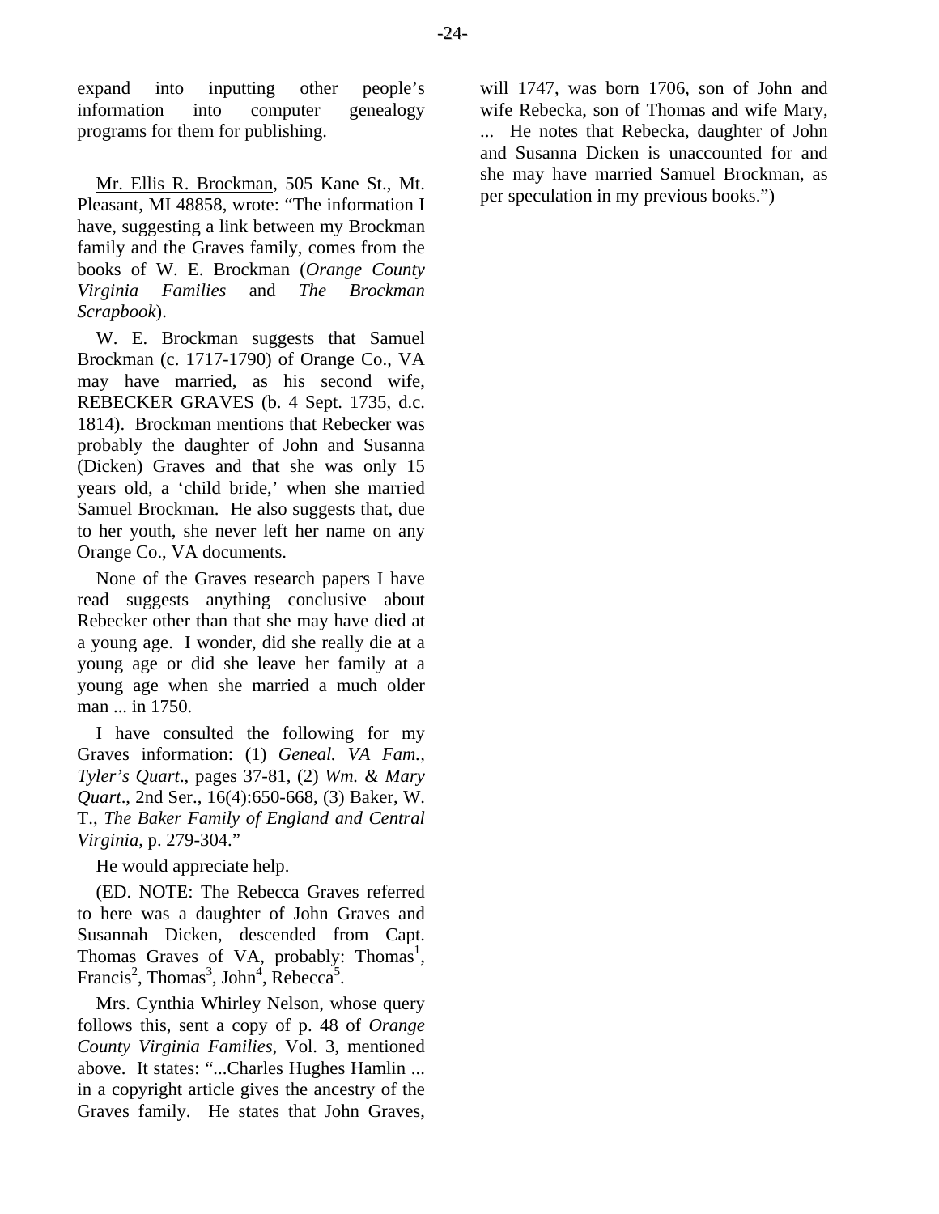expand into inputting other people's information into computer genealogy programs for them for publishing.

Mr. Ellis R. Brockman, 505 Kane St., Mt. Pleasant, MI 48858, wrote: "The information I have, suggesting a link between my Brockman family and the Graves family, comes from the books of W. E. Brockman (*Orange County Virginia Families* and *The Brockman Scrapbook*).

W. E. Brockman suggests that Samuel Brockman (c. 1717-1790) of Orange Co., VA may have married, as his second wife, REBECKER GRAVES (b. 4 Sept. 1735, d.c. 1814). Brockman mentions that Rebecker was probably the daughter of John and Susanna (Dicken) Graves and that she was only 15 years old, a 'child bride,' when she married Samuel Brockman. He also suggests that, due to her youth, she never left her name on any Orange Co., VA documents.

None of the Graves research papers I have read suggests anything conclusive about Rebecker other than that she may have died at a young age. I wonder, did she really die at a young age or did she leave her family at a young age when she married a much older man ... in 1750.

I have consulted the following for my Graves information: (1) *Geneal. VA Fam., Tyler's Quart*., pages 37-81, (2) *Wm. & Mary Quart*., 2nd Ser., 16(4):650-668, (3) Baker, W. T., *The Baker Family of England and Central Virginia*, p. 279-304."

He would appreciate help.

(ED. NOTE: The Rebecca Graves referred to here was a daughter of John Graves and Susannah Dicken, descended from Capt. Thomas Graves of VA, probably: Thomas[1], Francis[2], Thomas[3], John[4], Rebecca[5].

Mrs. Cynthia Whirley Nelson, whose query follows this, sent a copy of p. 48 of *Orange County Virginia Families*, Vol. 3, mentioned above. It states: "...Charles Hughes Hamlin ... in a copyright article gives the ancestry of the Graves family. He states that John Graves, will 1747, was born 1706, son of John and wife Rebecka, son of Thomas and wife Mary, ... He notes that Rebecka, daughter of John and Susanna Dicken is unaccounted for and she may have married Samuel Brockman, as per speculation in my previous books.")